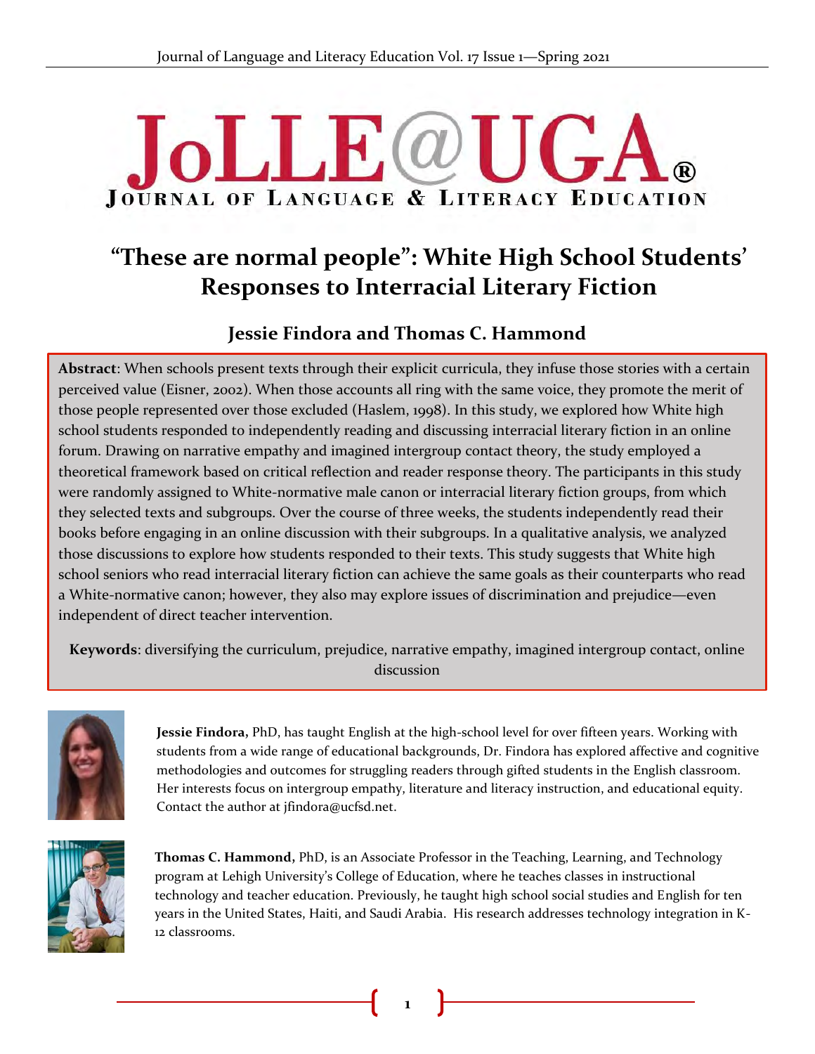# "These are normal people": White High School Students' Responses to Interracial Literary Fiction

## Jessie Findora and Thomas C. Hammond

**Abstract**: When schools present texts through their explicit curricula, they infuse those stories with a certain perceived value (Eisner, 2002). When those accounts all ring with the same voice, they promote the merit of those people represented over those excluded (Haslem, 1998). In this study, we explored how White high school students responded to independently reading and discussing interracial literary fiction in an online forum. Drawing on narrative empathy and imagined intergroup contact theory, the study employed a theoretical framework based on critical reflection and reader response theory. The participants in this study were randomly assigned to White-normative male canon or interracial literary fiction groups, from which they selected texts and subgroups. Over the course of three weeks, the students independently read their books before engaging in an online discussion with their subgroups. In a qualitative analysis, we analyzed those discussions to explore how students responded to their texts. This study suggests that White high school seniors who read interracial literary fiction can achieve the same goals as their counterparts who read a White-normative canon; however, they also may explore issues of discrimination and prejudice—even independent of direct teacher intervention.

**Keywords**: diversifying the curriculum, prejudice, narrative empathy, imagined intergroup contact, online discussion

**Jessie Findora,** PhD, has taught English at the high-school level for over fifteen years. Working with students from a wide range of educational backgrounds, Dr. Findora has explored affective and cognitive methodologies and outcomes for struggling readers through gifted students in the English classroom. Her interests focus on intergroup empathy, literature and literacy instruction, and educational equity. Contact the author at jfindora@ucfsd.net.

**Thomas C. Hammond,** PhD, is an Associate Professor in the Teaching, Learning, and Technology program at Lehigh University's College of Education, where he teaches classes in instructional technology and teacher education. Previously, he taught high school social studies and English for ten years in the United States, Haiti, and Saudi Arabia. His research addresses technology integration in K-12 classrooms.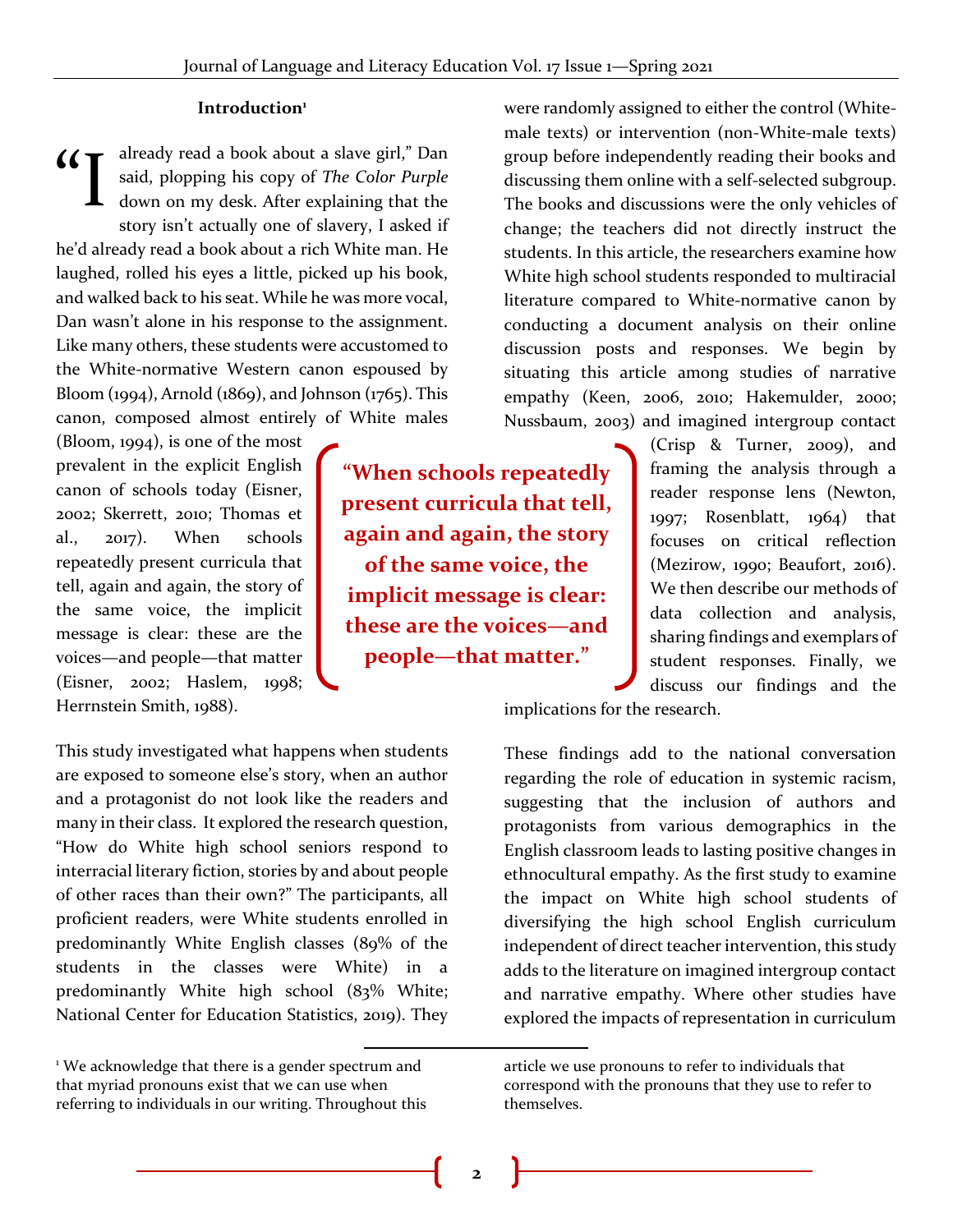## Introduction[1]

"I already read a book about a slave girl," Dan said, plopping his copy of *The Color Purple* down on my desk. After explaining that the story isn't actually one of slavery, I asked if he'd already read a book about a rich White man. He laughed, rolled his eyes a little, picked up his book, and walked back to his seat. While he was more vocal, Dan wasn't alone in his response to the assignment. Like many others, these students were accustomed to the White-normative Western canon espoused by Bloom (1994), Arnold (1869), and Johnson (1765). This canon, composed almost entirely of White males (Bloom, 1994), is one of the most prevalent in the explicit English canon of schools today (Eisner, 2002; Skerrett, 2010; Thomas et al., 2017). When schools repeatedly present curricula that tell, again and again, the story of the same voice, the implicit message is clear: these are the voices—and people—that matter (Eisner, 2002; Haslem, 1998; Herrnstein Smith, 1988).

> **"When schools repeatedly present curricula that tell, again and again, the story of the same voice, the implicit message is clear: these are the voices—and people—that matter."**

This study investigated what happens when students are exposed to someone else's story, when an author and a protagonist do not look like the readers and many in their class. It explored the research question, "How do White high school seniors respond to interracial literary fiction, stories by and about people of other races than their own?" The participants, all proficient readers, were White students enrolled in predominantly White English classes (89% of the students in the classes were White) in a predominantly White high school (83% White; National Center for Education Statistics, 2019). They were randomly assigned to either the control (White-male texts) or intervention (non-White-male texts) group before independently reading their books and discussing them online with a self-selected subgroup. The books and discussions were the only vehicles of change; the teachers did not directly instruct the students. In this article, the researchers examine how White high school students responded to multiracial literature compared to White-normative canon by conducting a document analysis on their online discussion posts and responses. We begin by situating this article among studies of narrative empathy (Keen, 2006, 2010; Hakemulder, 2000; Nussbaum, 2003) and imagined intergroup contact (Crisp & Turner, 2009), and framing the analysis through a reader response lens (Newton, 1997; Rosenblatt, 1964) that focuses on critical reflection (Mezirow, 1990; Beaufort, 2016). We then describe our methods of data collection and analysis, sharing findings and exemplars of student responses. Finally, we discuss our findings and the implications for the research.

These findings add to the national conversation regarding the role of education in systemic racism, suggesting that the inclusion of authors and protagonists from various demographics in the English classroom leads to lasting positive changes in ethnocultural empathy. As the first study to examine the impact on White high school students of diversifying the high school English curriculum independent of direct teacher intervention, this study adds to the literature on imagined intergroup contact and narrative empathy. Where other studies have explored the impacts of representation in curriculum

---

[1] We acknowledge that there is a gender spectrum and that myriad pronouns exist that we can use when referring to individuals in our writing. Throughout this article we use pronouns to refer to individuals that correspond with the pronouns that they use to refer to themselves.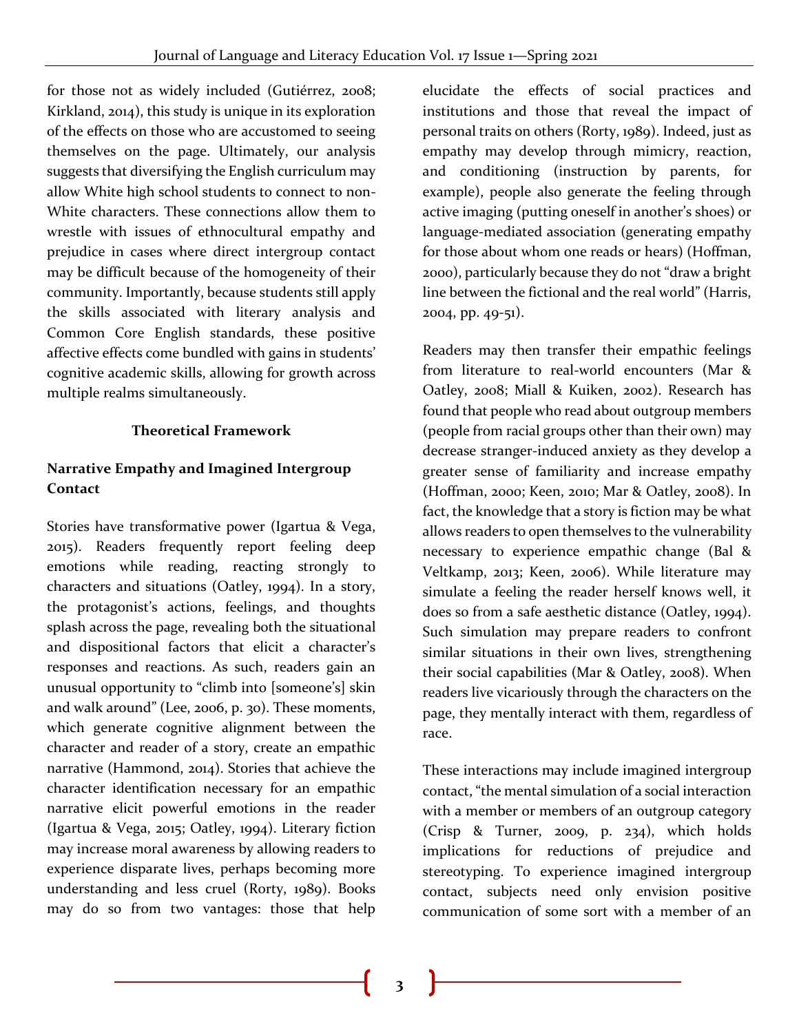for those not as widely included (Gutiérrez, 2008; Kirkland, 2014), this study is unique in its exploration of the effects on those who are accustomed to seeing themselves on the page. Ultimately, our analysis suggests that diversifying the English curriculum may allow White high school students to connect to non-White characters. These connections allow them to wrestle with issues of ethnocultural empathy and prejudice in cases where direct intergroup contact may be difficult because of the homogeneity of their community. Importantly, because students still apply the skills associated with literary analysis and Common Core English standards, these positive affective effects come bundled with gains in students' cognitive academic skills, allowing for growth across multiple realms simultaneously.

## Theoretical Framework

### Narrative Empathy and Imagined Intergroup Contact

Stories have transformative power (Igartua & Vega, 2015). Readers frequently report feeling deep emotions while reading, reacting strongly to characters and situations (Oatley, 1994). In a story, the protagonist's actions, feelings, and thoughts splash across the page, revealing both the situational and dispositional factors that elicit a character's responses and reactions. As such, readers gain an unusual opportunity to "climb into [someone's] skin and walk around" (Lee, 2006, p. 30). These moments, which generate cognitive alignment between the character and reader of a story, create an empathic narrative (Hammond, 2014). Stories that achieve the character identification necessary for an empathic narrative elicit powerful emotions in the reader (Igartua & Vega, 2015; Oatley, 1994). Literary fiction may increase moral awareness by allowing readers to experience disparate lives, perhaps becoming more understanding and less cruel (Rorty, 1989). Books may do so from two vantages: those that help elucidate the effects of social practices and institutions and those that reveal the impact of personal traits on others (Rorty, 1989). Indeed, just as empathy may develop through mimicry, reaction, and conditioning (instruction by parents, for example), people also generate the feeling through active imaging (putting oneself in another's shoes) or language-mediated association (generating empathy for those about whom one reads or hears) (Hoffman, 2000), particularly because they do not "draw a bright line between the fictional and the real world" (Harris, 2004, pp. 49-51).

Readers may then transfer their empathic feelings from literature to real-world encounters (Mar & Oatley, 2008; Miall & Kuiken, 2002). Research has found that people who read about outgroup members (people from racial groups other than their own) may decrease stranger-induced anxiety as they develop a greater sense of familiarity and increase empathy (Hoffman, 2000; Keen, 2010; Mar & Oatley, 2008). In fact, the knowledge that a story is fiction may be what allows readers to open themselves to the vulnerability necessary to experience empathic change (Bal & Veltkamp, 2013; Keen, 2006). While literature may simulate a feeling the reader herself knows well, it does so from a safe aesthetic distance (Oatley, 1994). Such simulation may prepare readers to confront similar situations in their own lives, strengthening their social capabilities (Mar & Oatley, 2008). When readers live vicariously through the characters on the page, they mentally interact with them, regardless of race.

These interactions may include imagined intergroup contact, "the mental simulation of a social interaction with a member or members of an outgroup category (Crisp & Turner, 2009, p. 234), which holds implications for reductions of prejudice and stereotyping. To experience imagined intergroup contact, subjects need only envision positive communication of some sort with a member of an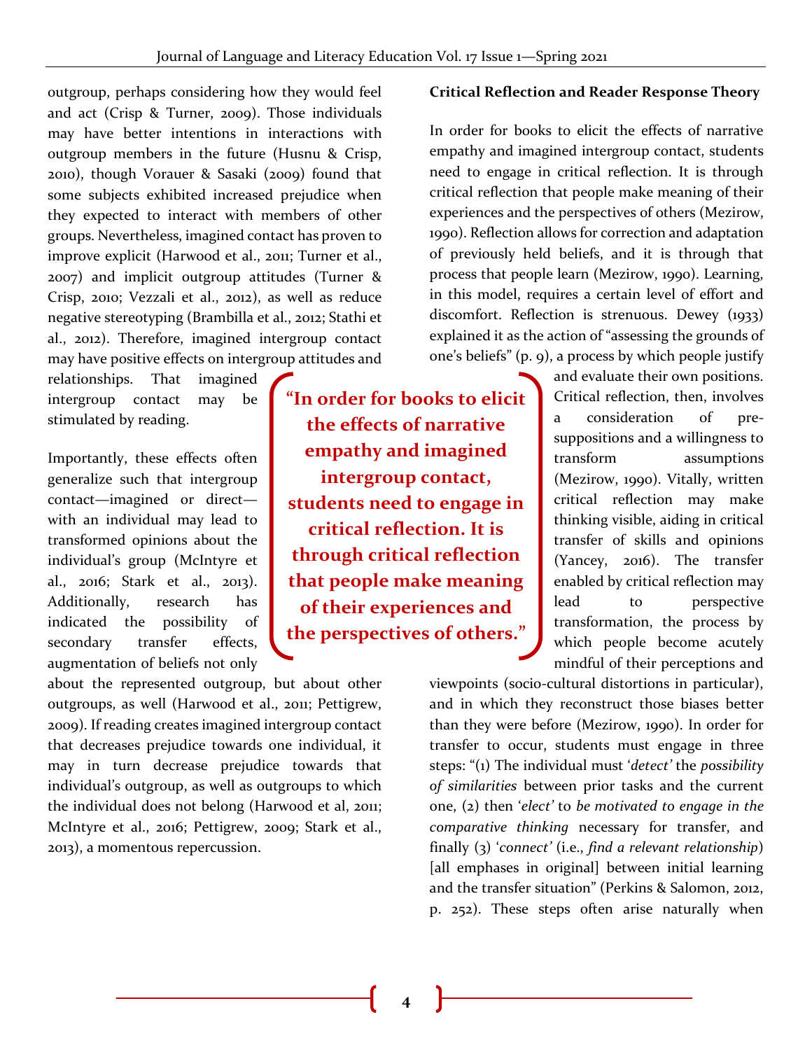outgroup, perhaps considering how they would feel and act (Crisp & Turner, 2009). Those individuals may have better intentions in interactions with outgroup members in the future (Husnu & Crisp, 2010), though Vorauer & Sasaki (2009) found that some subjects exhibited increased prejudice when they expected to interact with members of other groups. Nevertheless, imagined contact has proven to improve explicit (Harwood et al., 2011; Turner et al., 2007) and implicit outgroup attitudes (Turner & Crisp, 2010; Vezzali et al., 2012), as well as reduce negative stereotyping (Brambilla et al., 2012; Stathi et al., 2012). Therefore, imagined intergroup contact may have positive effects on intergroup attitudes and relationships. That imagined intergroup contact may be stimulated by reading.

Importantly, these effects often generalize such that intergroup contact—imagined or direct—with an individual may lead to transformed opinions about the individual's group (McIntyre et al., 2016; Stark et al., 2013). Additionally, research has indicated the possibility of secondary transfer effects, augmentation of beliefs not only about the represented outgroup, but about other outgroups, as well (Harwood et al., 2011; Pettigrew, 2009). If reading creates imagined intergroup contact that decreases prejudice towards one individual, it may in turn decrease prejudice towards that individual's outgroup, as well as outgroups to which the individual does not belong (Harwood et al, 2011; McIntyre et al., 2016; Pettigrew, 2009; Stark et al., 2013), a momentous repercussion.

**Critical Reflection and Reader Response Theory**

In order for books to elicit the effects of narrative empathy and imagined intergroup contact, students need to engage in critical reflection. It is through critical reflection that people make meaning of their experiences and the perspectives of others (Mezirow, 1990). Reflection allows for correction and adaptation of previously held beliefs, and it is through that process that people learn (Mezirow, 1990). Learning, in this model, requires a certain level of effort and discomfort. Reflection is strenuous. Dewey (1933) explained it as the action of "assessing the grounds of one's beliefs" (p. 9), a process by which people justify and evaluate their own positions. Critical reflection, then, involves a consideration of pre-suppositions and a willingness to transform assumptions (Mezirow, 1990). Vitally, written critical reflection may make thinking visible, aiding in critical transfer of skills and opinions (Yancey, 2016). The transfer enabled by critical reflection may lead to perspective transformation, the process by which people become acutely mindful of their perceptions and viewpoints (socio-cultural distortions in particular), and in which they reconstruct those biases better than they were before (Mezirow, 1990). In order for transfer to occur, students must engage in three steps: "(1) The individual must '*detect*' the *possibility of similarities* between prior tasks and the current one, (2) then '*elect*' to *be motivated to engage in the comparative thinking* necessary for transfer, and finally (3) '*connect*' (i.e., *find a relevant relationship*) [all emphases in original] between initial learning and the transfer situation" (Perkins & Salomon, 2012, p. 252). These steps often arise naturally when

> **"In order for books to elicit the effects of narrative empathy and imagined intergroup contact, students need to engage in critical reflection. It is through critical reflection that people make meaning of their experiences and the perspectives of others."**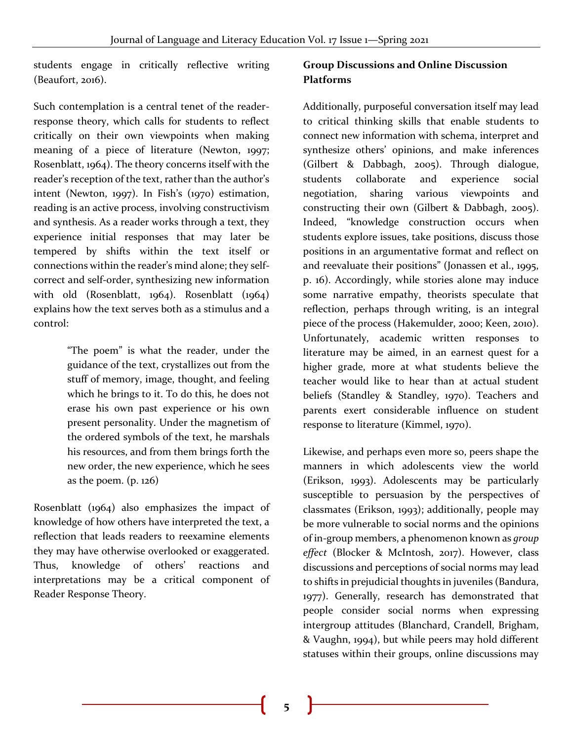students engage in critically reflective writing (Beaufort, 2016).

Such contemplation is a central tenet of the reader-response theory, which calls for students to reflect critically on their own viewpoints when making meaning of a piece of literature (Newton, 1997; Rosenblatt, 1964). The theory concerns itself with the reader's reception of the text, rather than the author's intent (Newton, 1997). In Fish's (1970) estimation, reading is an active process, involving constructivism and synthesis. As a reader works through a text, they experience initial responses that may later be tempered by shifts within the text itself or connections within the reader's mind alone; they self-correct and self-order, synthesizing new information with old (Rosenblatt, 1964). Rosenblatt (1964) explains how the text serves both as a stimulus and a control:

> "The poem" is what the reader, under the guidance of the text, crystallizes out from the stuff of memory, image, thought, and feeling which he brings to it. To do this, he does not erase his own past experience or his own present personality. Under the magnetism of the ordered symbols of the text, he marshals his resources, and from them brings forth the new order, the new experience, which he sees as the poem. (p. 126)

Rosenblatt (1964) also emphasizes the impact of knowledge of how others have interpreted the text, a reflection that leads readers to reexamine elements they may have otherwise overlooked or exaggerated. Thus, knowledge of others' reactions and interpretations may be a critical component of Reader Response Theory.

### Group Discussions and Online Discussion Platforms

Additionally, purposeful conversation itself may lead to critical thinking skills that enable students to connect new information with schema, interpret and synthesize others' opinions, and make inferences (Gilbert & Dabbagh, 2005). Through dialogue, students collaborate and experience social negotiation, sharing various viewpoints and constructing their own (Gilbert & Dabbagh, 2005). Indeed, "knowledge construction occurs when students explore issues, take positions, discuss those positions in an argumentative format and reflect on and reevaluate their positions" (Jonassen et al., 1995, p. 16). Accordingly, while stories alone may induce some narrative empathy, theorists speculate that reflection, perhaps through writing, is an integral piece of the process (Hakemulder, 2000; Keen, 2010). Unfortunately, academic written responses to literature may be aimed, in an earnest quest for a higher grade, more at what students believe the teacher would like to hear than at actual student beliefs (Standley & Standley, 1970). Teachers and parents exert considerable influence on student response to literature (Kimmel, 1970).

Likewise, and perhaps even more so, peers shape the manners in which adolescents view the world (Erikson, 1993). Adolescents may be particularly susceptible to persuasion by the perspectives of classmates (Erikson, 1993); additionally, people may be more vulnerable to social norms and the opinions of in-group members, a phenomenon known as *group effect* (Blocker & McIntosh, 2017). However, class discussions and perceptions of social norms may lead to shifts in prejudicial thoughts in juveniles (Bandura, 1977). Generally, research has demonstrated that people consider social norms when expressing intergroup attitudes (Blanchard, Crandell, Brigham, & Vaughn, 1994), but while peers may hold different statuses within their groups, online discussions may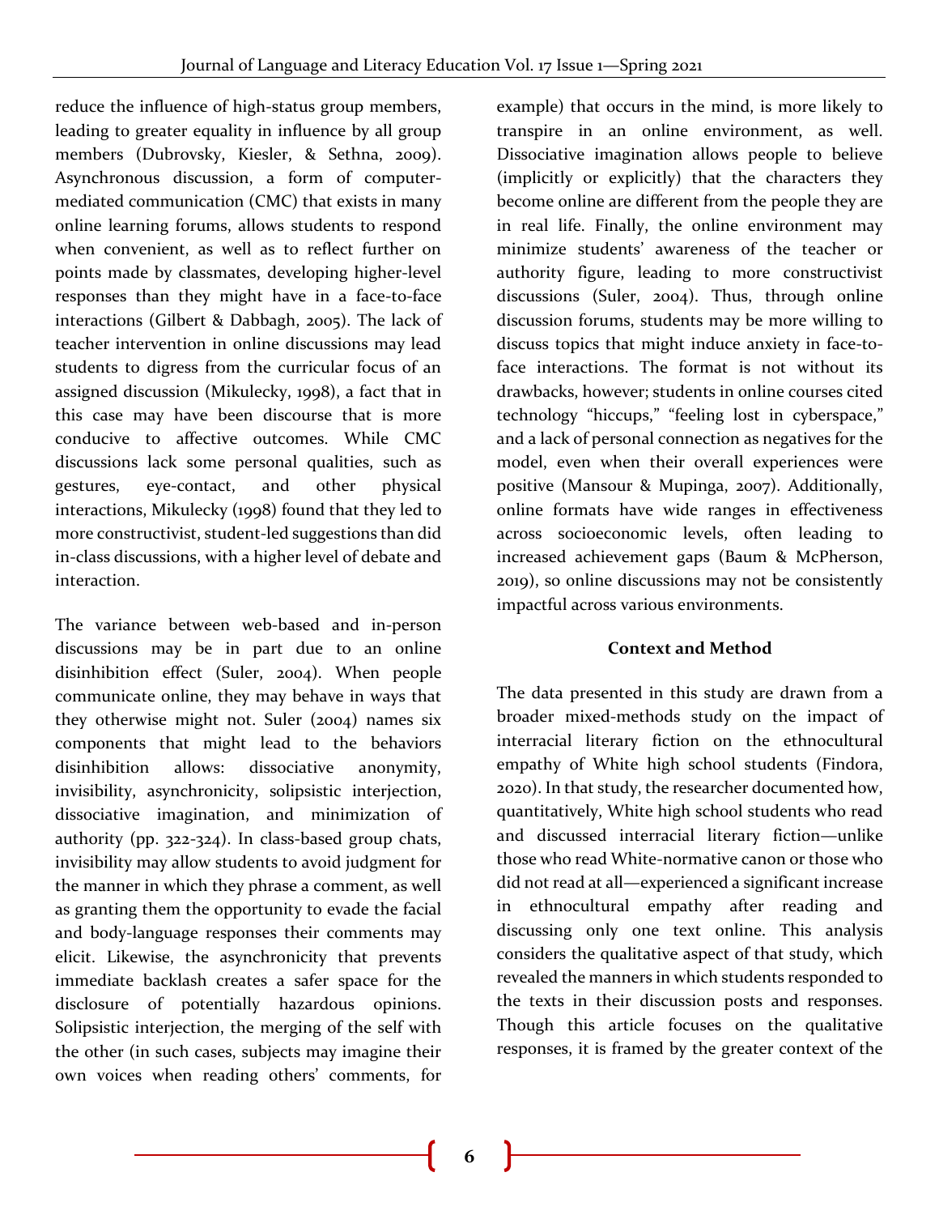reduce the influence of high-status group members, leading to greater equality in influence by all group members (Dubrovsky, Kiesler, & Sethna, 2009). Asynchronous discussion, a form of computer-mediated communication (CMC) that exists in many online learning forums, allows students to respond when convenient, as well as to reflect further on points made by classmates, developing higher-level responses than they might have in a face-to-face interactions (Gilbert & Dabbagh, 2005). The lack of teacher intervention in online discussions may lead students to digress from the curricular focus of an assigned discussion (Mikulecky, 1998), a fact that in this case may have been discourse that is more conducive to affective outcomes. While CMC discussions lack some personal qualities, such as gestures, eye-contact, and other physical interactions, Mikulecky (1998) found that they led to more constructivist, student-led suggestions than did in-class discussions, with a higher level of debate and interaction.

The variance between web-based and in-person discussions may be in part due to an online disinhibition effect (Suler, 2004). When people communicate online, they may behave in ways that they otherwise might not. Suler (2004) names six components that might lead to the behaviors disinhibition allows: dissociative anonymity, invisibility, asynchronicity, solipsistic interjection, dissociative imagination, and minimization of authority (pp. 322-324). In class-based group chats, invisibility may allow students to avoid judgment for the manner in which they phrase a comment, as well as granting them the opportunity to evade the facial and body-language responses their comments may elicit. Likewise, the asynchronicity that prevents immediate backlash creates a safer space for the disclosure of potentially hazardous opinions. Solipsistic interjection, the merging of the self with the other (in such cases, subjects may imagine their own voices when reading others' comments, for example) that occurs in the mind, is more likely to transpire in an online environment, as well. Dissociative imagination allows people to believe (implicitly or explicitly) that the characters they become online are different from the people they are in real life. Finally, the online environment may minimize students' awareness of the teacher or authority figure, leading to more constructivist discussions (Suler, 2004). Thus, through online discussion forums, students may be more willing to discuss topics that might induce anxiety in face-to-face interactions. The format is not without its drawbacks, however; students in online courses cited technology "hiccups," "feeling lost in cyberspace," and a lack of personal connection as negatives for the model, even when their overall experiences were positive (Mansour & Mupinga, 2007). Additionally, online formats have wide ranges in effectiveness across socioeconomic levels, often leading to increased achievement gaps (Baum & McPherson, 2019), so online discussions may not be consistently impactful across various environments.

## Context and Method

The data presented in this study are drawn from a broader mixed-methods study on the impact of interracial literary fiction on the ethnocultural empathy of White high school students (Findora, 2020). In that study, the researcher documented how, quantitatively, White high school students who read and discussed interracial literary fiction—unlike those who read White-normative canon or those who did not read at all—experienced a significant increase in ethnocultural empathy after reading and discussing only one text online. This analysis considers the qualitative aspect of that study, which revealed the manners in which students responded to the texts in their discussion posts and responses. Though this article focuses on the qualitative responses, it is framed by the greater context of the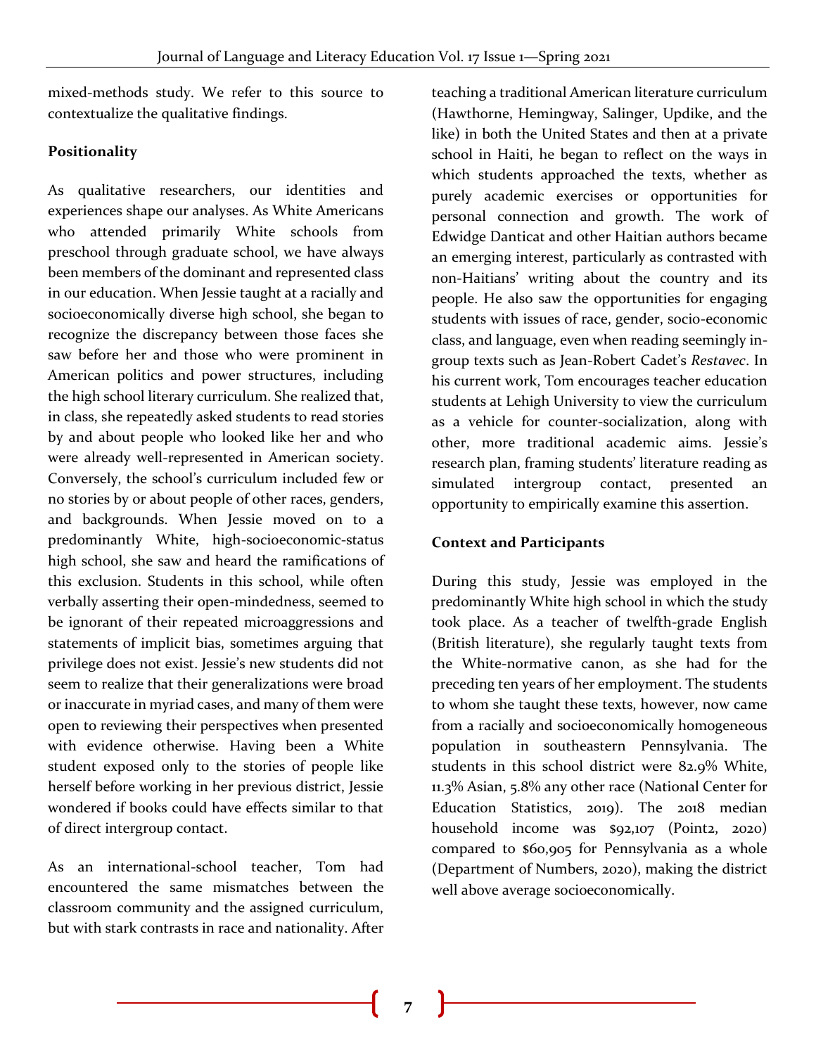mixed-methods study. We refer to this source to contextualize the qualitative findings.

**Positionality**

As qualitative researchers, our identities and experiences shape our analyses. As White Americans who attended primarily White schools from preschool through graduate school, we have always been members of the dominant and represented class in our education. When Jessie taught at a racially and socioeconomically diverse high school, she began to recognize the discrepancy between those faces she saw before her and those who were prominent in American politics and power structures, including the high school literary curriculum. She realized that, in class, she repeatedly asked students to read stories by and about people who looked like her and who were already well-represented in American society. Conversely, the school's curriculum included few or no stories by or about people of other races, genders, and backgrounds. When Jessie moved on to a predominantly White, high-socioeconomic-status high school, she saw and heard the ramifications of this exclusion. Students in this school, while often verbally asserting their open-mindedness, seemed to be ignorant of their repeated microaggressions and statements of implicit bias, sometimes arguing that privilege does not exist. Jessie's new students did not seem to realize that their generalizations were broad or inaccurate in myriad cases, and many of them were open to reviewing their perspectives when presented with evidence otherwise. Having been a White student exposed only to the stories of people like herself before working in her previous district, Jessie wondered if books could have effects similar to that of direct intergroup contact.

As an international-school teacher, Tom had encountered the same mismatches between the classroom community and the assigned curriculum, but with stark contrasts in race and nationality. After teaching a traditional American literature curriculum (Hawthorne, Hemingway, Salinger, Updike, and the like) in both the United States and then at a private school in Haiti, he began to reflect on the ways in which students approached the texts, whether as purely academic exercises or opportunities for personal connection and growth. The work of Edwidge Danticat and other Haitian authors became an emerging interest, particularly as contrasted with non-Haitians' writing about the country and its people. He also saw the opportunities for engaging students with issues of race, gender, socio-economic class, and language, even when reading seemingly in-group texts such as Jean-Robert Cadet's *Restavec*. In his current work, Tom encourages teacher education students at Lehigh University to view the curriculum as a vehicle for counter-socialization, along with other, more traditional academic aims. Jessie's research plan, framing students' literature reading as simulated intergroup contact, presented an opportunity to empirically examine this assertion.

**Context and Participants**

During this study, Jessie was employed in the predominantly White high school in which the study took place. As a teacher of twelfth-grade English (British literature), she regularly taught texts from the White-normative canon, as she had for the preceding ten years of her employment. The students to whom she taught these texts, however, now came from a racially and socioeconomically homogeneous population in southeastern Pennsylvania. The students in this school district were 82.9% White, 11.3% Asian, 5.8% any other race (National Center for Education Statistics, 2019). The 2018 median household income was $92,107 (Point2, 2020) compared to $60,905 for Pennsylvania as a whole (Department of Numbers, 2020), making the district well above average socioeconomically.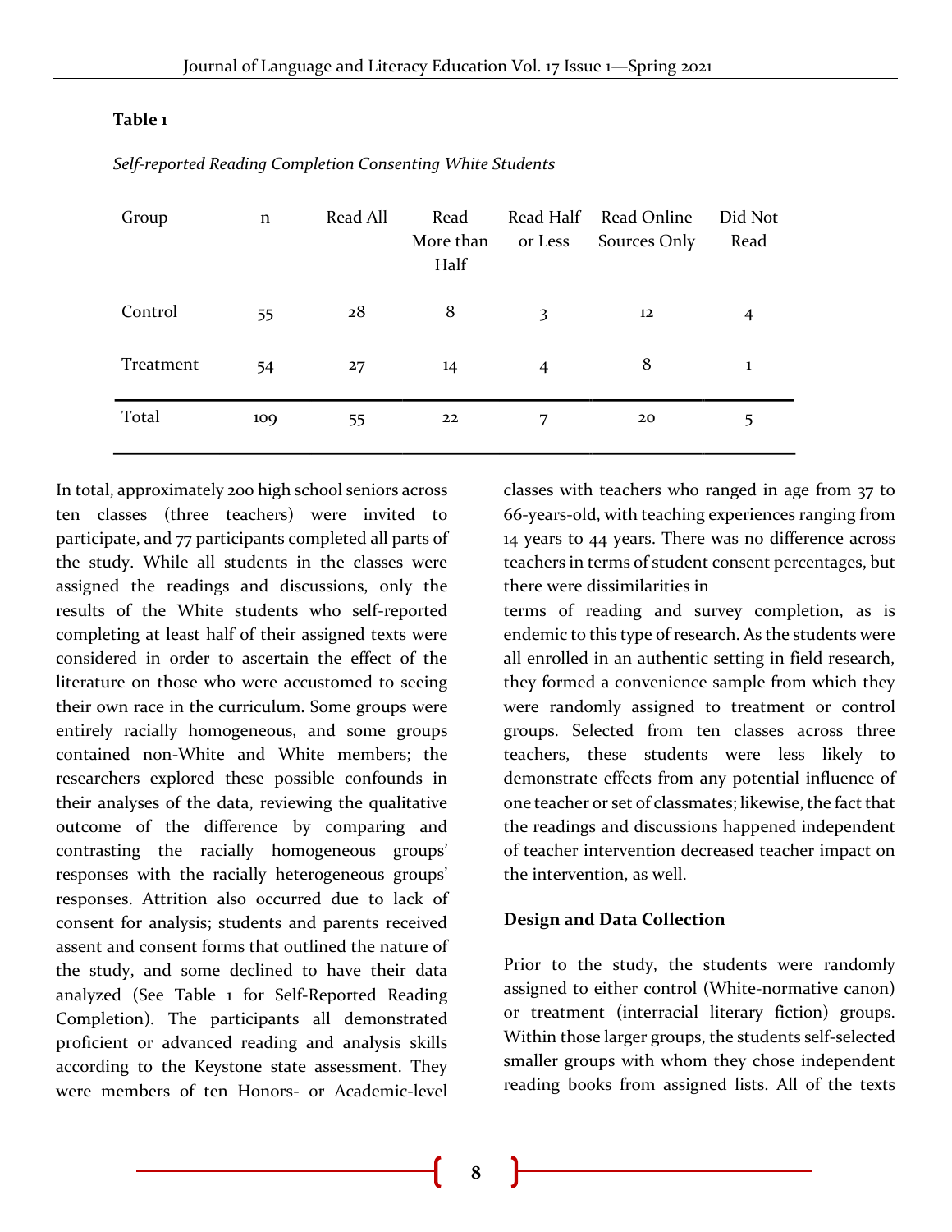**Table 1**

*Self-reported Reading Completion Consenting White Students*

| Group | n | Read All | Read More than Half | Read Half or Less | Read Online Sources Only | Did Not Read |
|---|---|---|---|---|---|---|
| Control | 55 | 28 | 8 | 3 | 12 | 4 |
| Treatment | 54 | 27 | 14 | 4 | 8 | 1 |
| Total | 109 | 55 | 22 | 7 | 20 | 5 |

In total, approximately 200 high school seniors across ten classes (three teachers) were invited to participate, and 77 participants completed all parts of the study. While all students in the classes were assigned the readings and discussions, only the results of the White students who self-reported completing at least half of their assigned texts were considered in order to ascertain the effect of the literature on those who were accustomed to seeing their own race in the curriculum. Some groups were entirely racially homogeneous, and some groups contained non-White and White members; the researchers explored these possible confounds in their analyses of the data, reviewing the qualitative outcome of the difference by comparing and contrasting the racially homogeneous groups' responses with the racially heterogeneous groups' responses. Attrition also occurred due to lack of consent for analysis; students and parents received assent and consent forms that outlined the nature of the study, and some declined to have their data analyzed (See Table 1 for Self-Reported Reading Completion). The participants all demonstrated proficient or advanced reading and analysis skills according to the Keystone state assessment. They were members of ten Honors- or Academic-level classes with teachers who ranged in age from 37 to 66-years-old, with teaching experiences ranging from 14 years to 44 years. There was no difference across teachers in terms of student consent percentages, but there were dissimilarities in terms of reading and survey completion, as is endemic to this type of research. As the students were all enrolled in an authentic setting in field research, they formed a convenience sample from which they were randomly assigned to treatment or control groups. Selected from ten classes across three teachers, these students were less likely to demonstrate effects from any potential influence of one teacher or set of classmates; likewise, the fact that the readings and discussions happened independent of teacher intervention decreased teacher impact on the intervention, as well.

**Design and Data Collection**

Prior to the study, the students were randomly assigned to either control (White-normative canon) or treatment (interracial literary fiction) groups. Within those larger groups, the students self-selected smaller groups with whom they chose independent reading books from assigned lists. All of the texts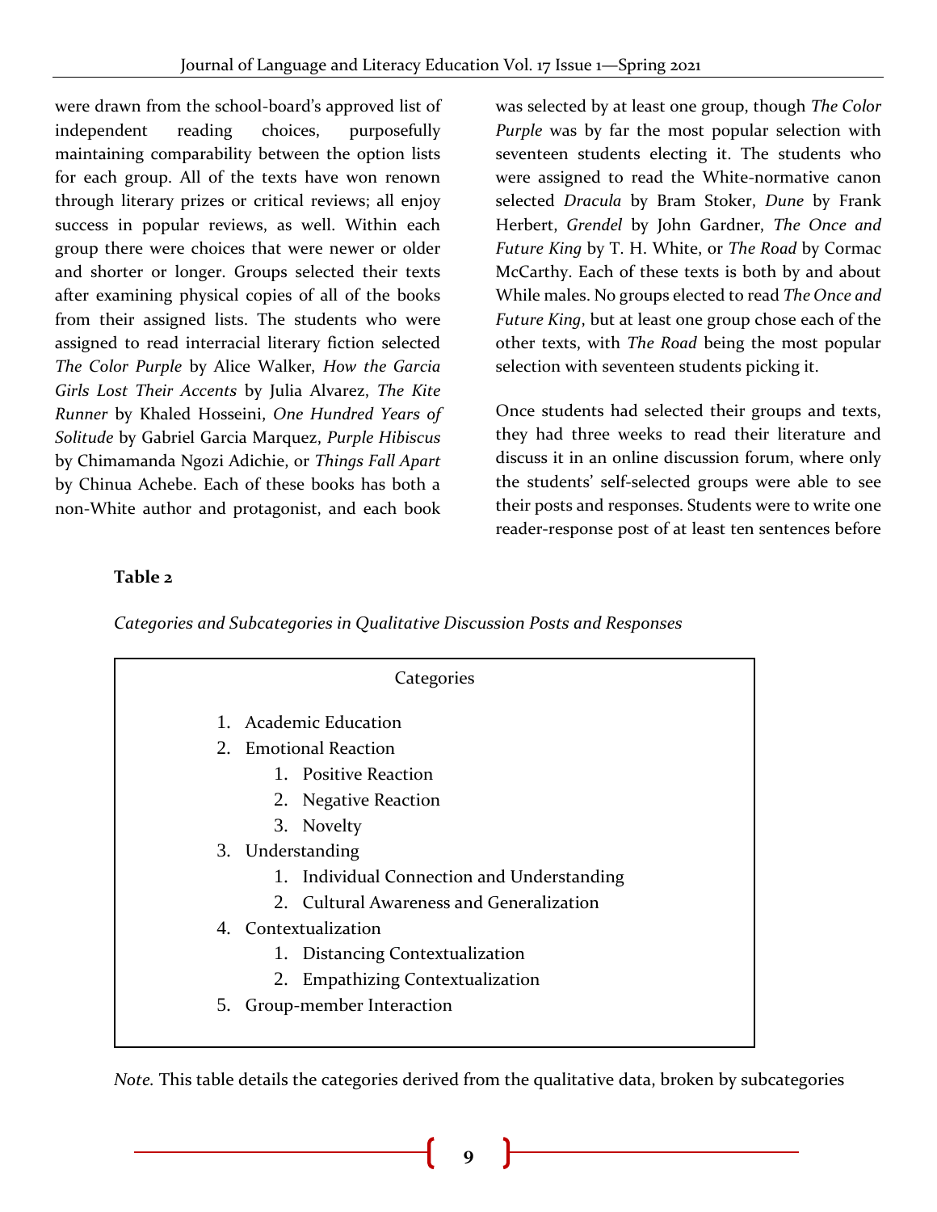were drawn from the school-board's approved list of independent reading choices, purposefully maintaining comparability between the option lists for each group. All of the texts have won renown through literary prizes or critical reviews; all enjoy success in popular reviews, as well. Within each group there were choices that were newer or older and shorter or longer. Groups selected their texts after examining physical copies of all of the books from their assigned lists. The students who were assigned to read interracial literary fiction selected *The Color Purple* by Alice Walker, *How the Garcia Girls Lost Their Accents* by Julia Alvarez, *The Kite Runner* by Khaled Hosseini, *One Hundred Years of Solitude* by Gabriel Garcia Marquez, *Purple Hibiscus* by Chimamanda Ngozi Adichie, or *Things Fall Apart* by Chinua Achebe. Each of these books has both a non-White author and protagonist, and each book was selected by at least one group, though *The Color Purple* was by far the most popular selection with seventeen students electing it. The students who were assigned to read the White-normative canon selected *Dracula* by Bram Stoker, *Dune* by Frank Herbert, *Grendel* by John Gardner, *The Once and Future King* by T. H. White, or *The Road* by Cormac McCarthy. Each of these texts is both by and about While males. No groups elected to read *The Once and Future King*, but at least one group chose each of the other texts, with *The Road* being the most popular selection with seventeen students picking it.

Once students had selected their groups and texts, they had three weeks to read their literature and discuss it in an online discussion forum, where only the students' self-selected groups were able to see their posts and responses. Students were to write one reader-response post of at least ten sentences before

**Table 2**

*Categories and Subcategories in Qualitative Discussion Posts and Responses*

| Categories |
|---|
| 1. Academic Education |
| 2. Emotional Reaction |
| &nbsp;&nbsp;&nbsp;&nbsp;1. Positive Reaction |
| &nbsp;&nbsp;&nbsp;&nbsp;2. Negative Reaction |
| &nbsp;&nbsp;&nbsp;&nbsp;3. Novelty |
| 3. Understanding |
| &nbsp;&nbsp;&nbsp;&nbsp;1. Individual Connection and Understanding |
| &nbsp;&nbsp;&nbsp;&nbsp;2. Cultural Awareness and Generalization |
| 4. Contextualization |
| &nbsp;&nbsp;&nbsp;&nbsp;1. Distancing Contextualization |
| &nbsp;&nbsp;&nbsp;&nbsp;2. Empathizing Contextualization |
| 5. Group-member Interaction |

*Note.* This table details the categories derived from the qualitative data, broken by subcategories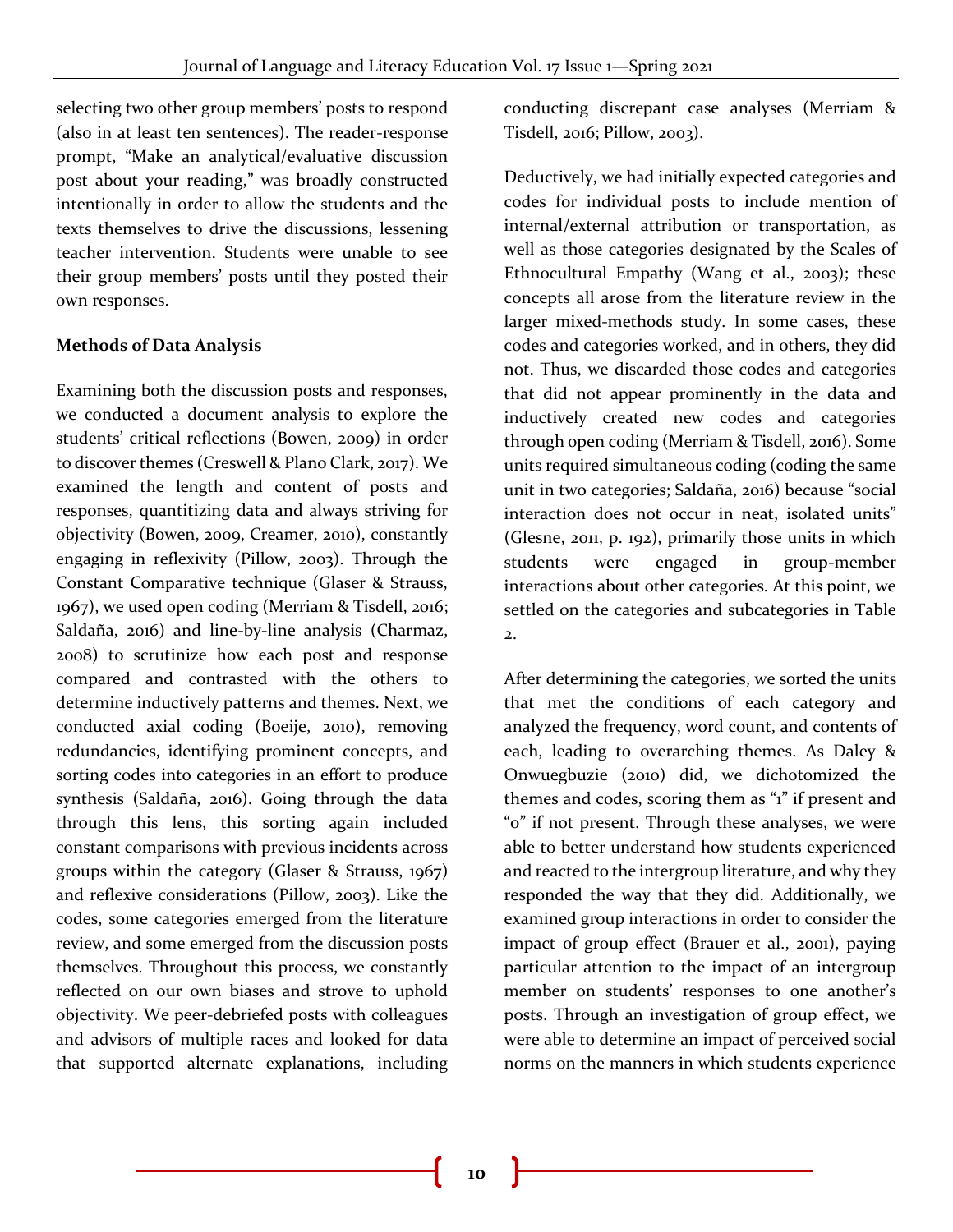selecting two other group members' posts to respond (also in at least ten sentences). The reader-response prompt, "Make an analytical/evaluative discussion post about your reading," was broadly constructed intentionally in order to allow the students and the texts themselves to drive the discussions, lessening teacher intervention. Students were unable to see their group members' posts until they posted their own responses.

**Methods of Data Analysis**

Examining both the discussion posts and responses, we conducted a document analysis to explore the students' critical reflections (Bowen, 2009) in order to discover themes (Creswell & Plano Clark, 2017). We examined the length and content of posts and responses, quantitizing data and always striving for objectivity (Bowen, 2009, Creamer, 2010), constantly engaging in reflexivity (Pillow, 2003). Through the Constant Comparative technique (Glaser & Strauss, 1967), we used open coding (Merriam & Tisdell, 2016; Saldaña, 2016) and line-by-line analysis (Charmaz, 2008) to scrutinize how each post and response compared and contrasted with the others to determine inductively patterns and themes. Next, we conducted axial coding (Boeije, 2010), removing redundancies, identifying prominent concepts, and sorting codes into categories in an effort to produce synthesis (Saldaña, 2016). Going through the data through this lens, this sorting again included constant comparisons with previous incidents across groups within the category (Glaser & Strauss, 1967) and reflexive considerations (Pillow, 2003). Like the codes, some categories emerged from the literature review, and some emerged from the discussion posts themselves. Throughout this process, we constantly reflected on our own biases and strove to uphold objectivity. We peer-debriefed posts with colleagues and advisors of multiple races and looked for data that supported alternate explanations, including conducting discrepant case analyses (Merriam & Tisdell, 2016; Pillow, 2003).

Deductively, we had initially expected categories and codes for individual posts to include mention of internal/external attribution or transportation, as well as those categories designated by the Scales of Ethnocultural Empathy (Wang et al., 2003); these concepts all arose from the literature review in the larger mixed-methods study. In some cases, these codes and categories worked, and in others, they did not. Thus, we discarded those codes and categories that did not appear prominently in the data and inductively created new codes and categories through open coding (Merriam & Tisdell, 2016). Some units required simultaneous coding (coding the same unit in two categories; Saldaña, 2016) because "social interaction does not occur in neat, isolated units" (Glesne, 2011, p. 192), primarily those units in which students were engaged in group-member interactions about other categories. At this point, we settled on the categories and subcategories in Table 2.

After determining the categories, we sorted the units that met the conditions of each category and analyzed the frequency, word count, and contents of each, leading to overarching themes. As Daley & Onwuegbuzie (2010) did, we dichotomized the themes and codes, scoring them as "1" if present and "0" if not present. Through these analyses, we were able to better understand how students experienced and reacted to the intergroup literature, and why they responded the way that they did. Additionally, we examined group interactions in order to consider the impact of group effect (Brauer et al., 2001), paying particular attention to the impact of an intergroup member on students' responses to one another's posts. Through an investigation of group effect, we were able to determine an impact of perceived social norms on the manners in which students experience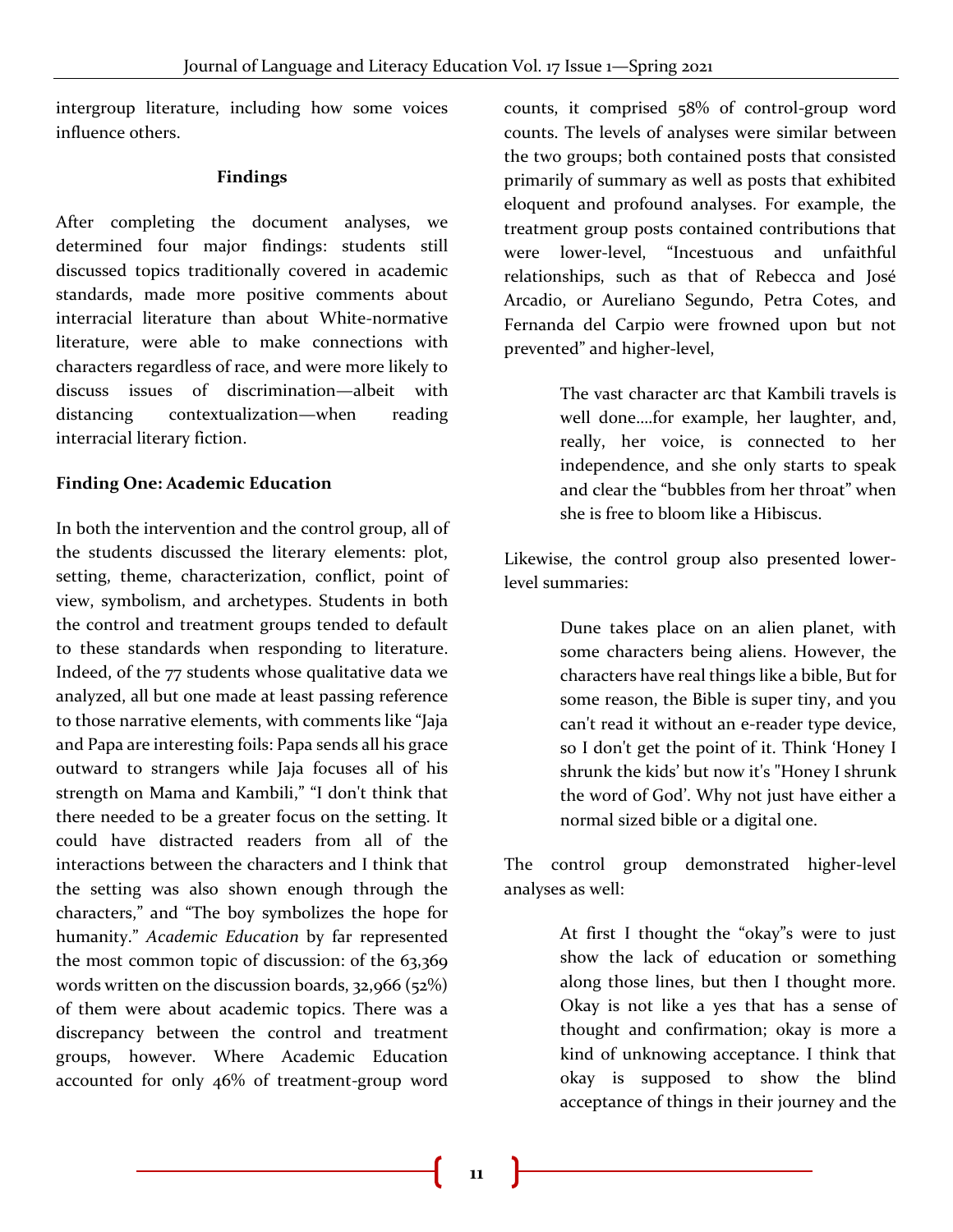intergroup literature, including how some voices influence others.

## Findings

After completing the document analyses, we determined four major findings: students still discussed topics traditionally covered in academic standards, made more positive comments about interracial literature than about White-normative literature, were able to make connections with characters regardless of race, and were more likely to discuss issues of discrimination—albeit with distancing contextualization—when reading interracial literary fiction.

### Finding One: Academic Education

In both the intervention and the control group, all of the students discussed the literary elements: plot, setting, theme, characterization, conflict, point of view, symbolism, and archetypes. Students in both the control and treatment groups tended to default to these standards when responding to literature. Indeed, of the 77 students whose qualitative data we analyzed, all but one made at least passing reference to those narrative elements, with comments like "Jaja and Papa are interesting foils: Papa sends all his grace outward to strangers while Jaja focuses all of his strength on Mama and Kambili," "I don't think that there needed to be a greater focus on the setting. It could have distracted readers from all of the interactions between the characters and I think that the setting was also shown enough through the characters," and "The boy symbolizes the hope for humanity." *Academic Education* by far represented the most common topic of discussion: of the 63,369 words written on the discussion boards, 32,966 (52%) of them were about academic topics. There was a discrepancy between the control and treatment groups, however. Where Academic Education accounted for only 46% of treatment-group word counts, it comprised 58% of control-group word counts. The levels of analyses were similar between the two groups; both contained posts that consisted primarily of summary as well as posts that exhibited eloquent and profound analyses. For example, the treatment group posts contained contributions that were lower-level, "Incestuous and unfaithful relationships, such as that of Rebecca and José Arcadio, or Aureliano Segundo, Petra Cotes, and Fernanda del Carpio were frowned upon but not prevented" and higher-level,

> The vast character arc that Kambili travels is well done….for example, her laughter, and, really, her voice, is connected to her independence, and she only starts to speak and clear the "bubbles from her throat" when she is free to bloom like a Hibiscus.

Likewise, the control group also presented lower-level summaries:

> Dune takes place on an alien planet, with some characters being aliens. However, the characters have real things like a bible, But for some reason, the Bible is super tiny, and you can't read it without an e-reader type device, so I don't get the point of it. Think 'Honey I shrunk the kids' but now it's "Honey I shrunk the word of God'. Why not just have either a normal sized bible or a digital one.

The control group demonstrated higher-level analyses as well:

> At first I thought the "okay"s were to just show the lack of education or something along those lines, but then I thought more. Okay is not like a yes that has a sense of thought and confirmation; okay is more a kind of unknowing acceptance. I think that okay is supposed to show the blind acceptance of things in their journey and the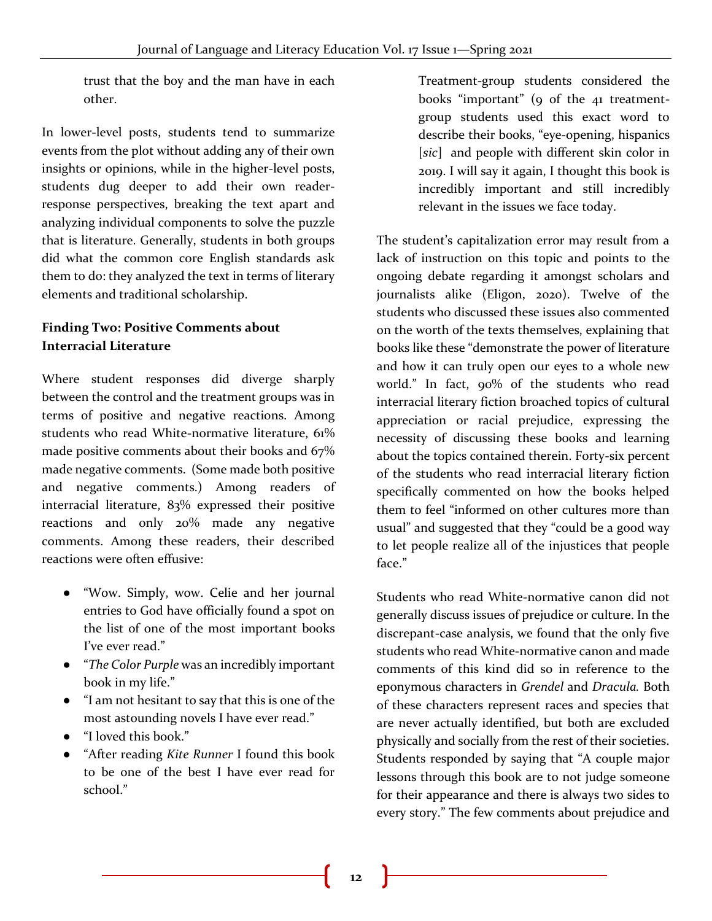trust that the boy and the man have in each other.

In lower-level posts, students tend to summarize events from the plot without adding any of their own insights or opinions, while in the higher-level posts, students dug deeper to add their own reader-response perspectives, breaking the text apart and analyzing individual components to solve the puzzle that is literature. Generally, students in both groups did what the common core English standards ask them to do: they analyzed the text in terms of literary elements and traditional scholarship.

**Finding Two: Positive Comments about Interracial Literature**

Where student responses did diverge sharply between the control and the treatment groups was in terms of positive and negative reactions. Among students who read White-normative literature, 61% made positive comments about their books and 67% made negative comments. (Some made both positive and negative comments.) Among readers of interracial literature, 83% expressed their positive reactions and only 20% made any negative comments. Among these readers, their described reactions were often effusive:

- "Wow. Simply, wow. Celie and her journal entries to God have officially found a spot on the list of one of the most important books I've ever read."
- "*The Color Purple* was an incredibly important book in my life."
- "I am not hesitant to say that this is one of the most astounding novels I have ever read."
- "I loved this book."
- "After reading *Kite Runner* I found this book to be one of the best I have ever read for school."

> Treatment-group students considered the books "important" (9 of the 41 treatment-group students used this exact word to describe their books, "eye-opening, hispanics [*sic*] and people with different skin color in 2019. I will say it again, I thought this book is incredibly important and still incredibly relevant in the issues we face today.

The student's capitalization error may result from a lack of instruction on this topic and points to the ongoing debate regarding it amongst scholars and journalists alike (Eligon, 2020). Twelve of the students who discussed these issues also commented on the worth of the texts themselves, explaining that books like these "demonstrate the power of literature and how it can truly open our eyes to a whole new world." In fact, 90% of the students who read interracial literary fiction broached topics of cultural appreciation or racial prejudice, expressing the necessity of discussing these books and learning about the topics contained therein. Forty-six percent of the students who read interracial literary fiction specifically commented on how the books helped them to feel "informed on other cultures more than usual" and suggested that they "could be a good way to let people realize all of the injustices that people face."

Students who read White-normative canon did not generally discuss issues of prejudice or culture. In the discrepant-case analysis, we found that the only five students who read White-normative canon and made comments of this kind did so in reference to the eponymous characters in *Grendel* and *Dracula.* Both of these characters represent races and species that are never actually identified, but both are excluded physically and socially from the rest of their societies. Students responded by saying that "A couple major lessons through this book are to not judge someone for their appearance and there is always two sides to every story." The few comments about prejudice and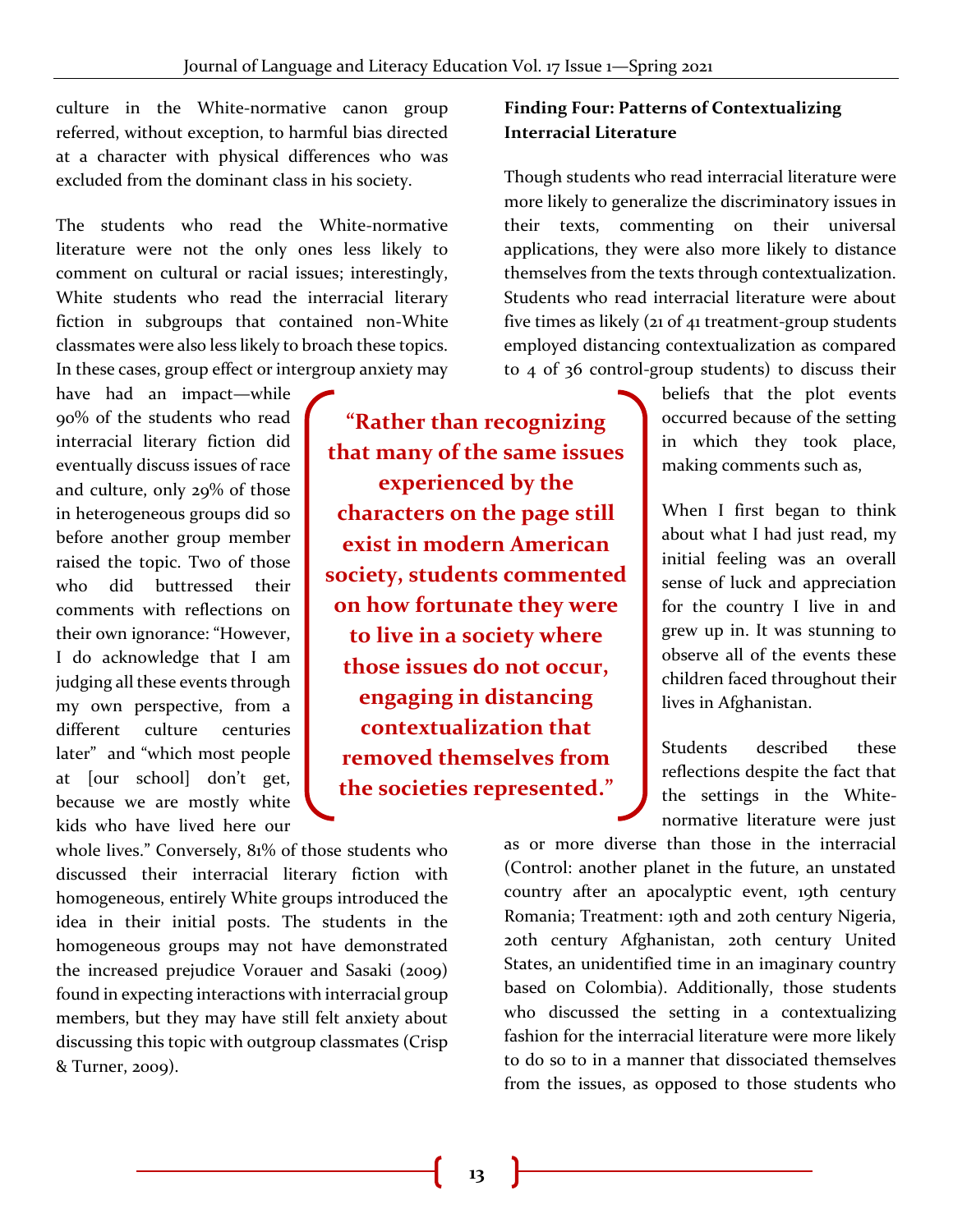culture in the White-normative canon group referred, without exception, to harmful bias directed at a character with physical differences who was excluded from the dominant class in his society.

The students who read the White-normative literature were not the only ones less likely to comment on cultural or racial issues; interestingly, White students who read the interracial literary fiction in subgroups that contained non-White classmates were also less likely to broach these topics. In these cases, group effect or intergroup anxiety may have had an impact—while 90% of the students who read interracial literary fiction did eventually discuss issues of race and culture, only 29% of those in heterogeneous groups did so before another group member raised the topic. Two of those who did buttressed their comments with reflections on their own ignorance: "However, I do acknowledge that I am judging all these events through my own perspective, from a different culture centuries later" and "which most people at [our school] don't get, because we are mostly white kids who have lived here our whole lives." Conversely, 81% of those students who discussed their interracial literary fiction with homogeneous, entirely White groups introduced the idea in their initial posts. The students in the homogeneous groups may not have demonstrated the increased prejudice Vorauer and Sasaki (2009) found in expecting interactions with interracial group members, but they may have still felt anxiety about discussing this topic with outgroup classmates (Crisp & Turner, 2009).

> **"Rather than recognizing that many of the same issues experienced by the characters on the page still exist in modern American society, students commented on how fortunate they were to live in a society where those issues do not occur, engaging in distancing contextualization that removed themselves from the societies represented."**

**Finding Four: Patterns of Contextualizing Interracial Literature**

Though students who read interracial literature were more likely to generalize the discriminatory issues in their texts, commenting on their universal applications, they were also more likely to distance themselves from the texts through contextualization. Students who read interracial literature were about five times as likely (21 of 41 treatment-group students employed distancing contextualization as compared to 4 of 36 control-group students) to discuss their beliefs that the plot events occurred because of the setting in which they took place, making comments such as,

> When I first began to think about what I had just read, my initial feeling was an overall sense of luck and appreciation for the country I live in and grew up in. It was stunning to observe all of the events these children faced throughout their lives in Afghanistan.

Students described these reflections despite the fact that the settings in the White-normative literature were just as or more diverse than those in the interracial (Control: another planet in the future, an unstated country after an apocalyptic event, 19th century Romania; Treatment: 19th and 20th century Nigeria, 20th century Afghanistan, 20th century United States, an unidentified time in an imaginary country based on Colombia). Additionally, those students who discussed the setting in a contextualizing fashion for the interracial literature were more likely to do so to in a manner that dissociated themselves from the issues, as opposed to those students who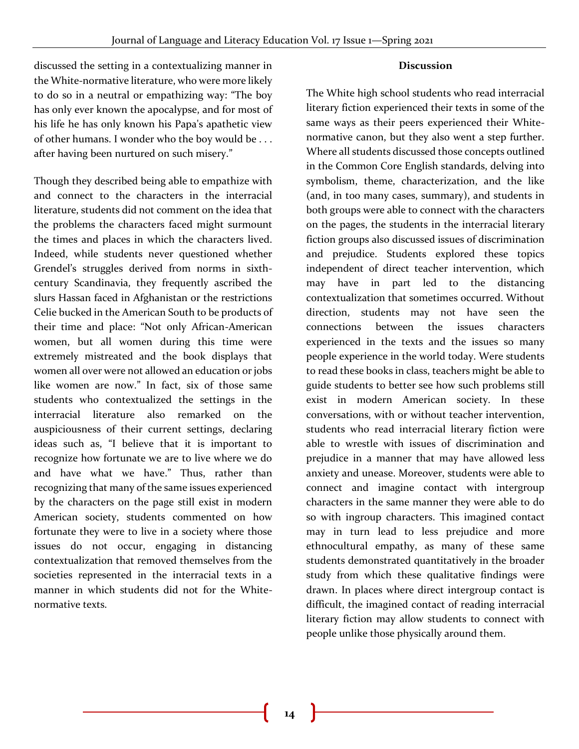discussed the setting in a contextualizing manner in the White-normative literature, who were more likely to do so in a neutral or empathizing way: "The boy has only ever known the apocalypse, and for most of his life he has only known his Papa's apathetic view of other humans. I wonder who the boy would be . . . after having been nurtured on such misery."

Though they described being able to empathize with and connect to the characters in the interracial literature, students did not comment on the idea that the problems the characters faced might surmount the times and places in which the characters lived. Indeed, while students never questioned whether Grendel's struggles derived from norms in sixth-century Scandinavia, they frequently ascribed the slurs Hassan faced in Afghanistan or the restrictions Celie bucked in the American South to be products of their time and place: "Not only African-American women, but all women during this time were extremely mistreated and the book displays that women all over were not allowed an education or jobs like women are now." In fact, six of those same students who contextualized the settings in the interracial literature also remarked on the auspiciousness of their current settings, declaring ideas such as, "I believe that it is important to recognize how fortunate we are to live where we do and have what we have." Thus, rather than recognizing that many of the same issues experienced by the characters on the page still exist in modern American society, students commented on how fortunate they were to live in a society where those issues do not occur, engaging in distancing contextualization that removed themselves from the societies represented in the interracial texts in a manner in which students did not for the White-normative texts.

## Discussion

The White high school students who read interracial literary fiction experienced their texts in some of the same ways as their peers experienced their White-normative canon, but they also went a step further. Where all students discussed those concepts outlined in the Common Core English standards, delving into symbolism, theme, characterization, and the like (and, in too many cases, summary), and students in both groups were able to connect with the characters on the pages, the students in the interracial literary fiction groups also discussed issues of discrimination and prejudice. Students explored these topics independent of direct teacher intervention, which may have in part led to the distancing contextualization that sometimes occurred. Without direction, students may not have seen the connections between the issues characters experienced in the texts and the issues so many people experience in the world today. Were students to read these books in class, teachers might be able to guide students to better see how such problems still exist in modern American society. In these conversations, with or without teacher intervention, students who read interracial literary fiction were able to wrestle with issues of discrimination and prejudice in a manner that may have allowed less anxiety and unease. Moreover, students were able to connect and imagine contact with intergroup characters in the same manner they were able to do so with ingroup characters. This imagined contact may in turn lead to less prejudice and more ethnocultural empathy, as many of these same students demonstrated quantitatively in the broader study from which these qualitative findings were drawn. In places where direct intergroup contact is difficult, the imagined contact of reading interracial literary fiction may allow students to connect with people unlike those physically around them.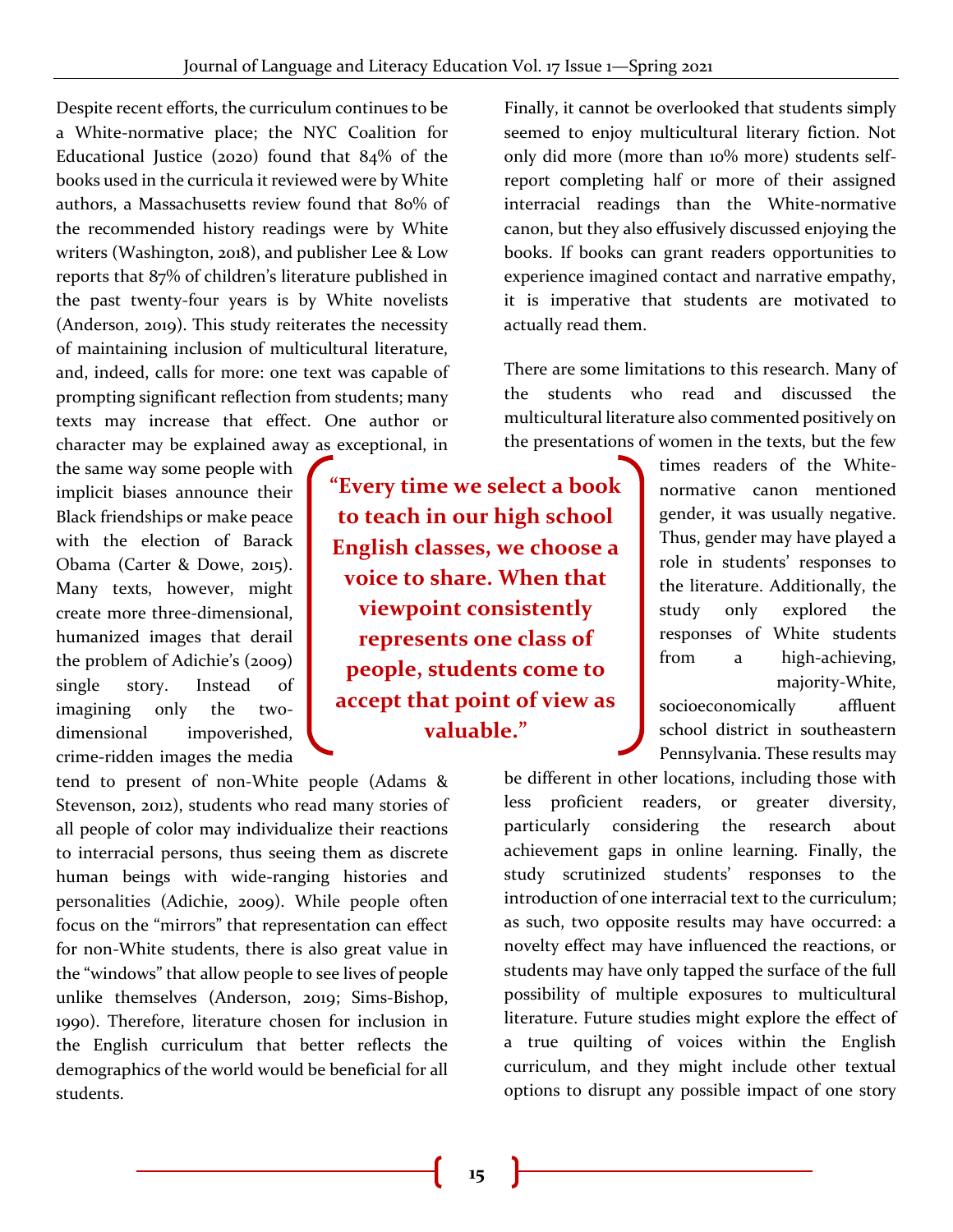Despite recent efforts, the curriculum continues to be a White-normative place; the NYC Coalition for Educational Justice (2020) found that 84% of the books used in the curricula it reviewed were by White authors, a Massachusetts review found that 80% of the recommended history readings were by White writers (Washington, 2018), and publisher Lee & Low reports that 87% of children's literature published in the past twenty-four years is by White novelists (Anderson, 2019). This study reiterates the necessity of maintaining inclusion of multicultural literature, and, indeed, calls for more: one text was capable of prompting significant reflection from students; many texts may increase that effect. One author or character may be explained away as exceptional, in the same way some people with implicit biases announce their Black friendships or make peace with the election of Barack Obama (Carter & Dowe, 2015). Many texts, however, might create more three-dimensional, humanized images that derail the problem of Adichie's (2009) single story. Instead of imagining only the two-dimensional impoverished, crime-ridden images the media tend to present of non-White people (Adams & Stevenson, 2012), students who read many stories of all people of color may individualize their reactions to interracial persons, thus seeing them as discrete human beings with wide-ranging histories and personalities (Adichie, 2009). While people often focus on the "mirrors" that representation can effect for non-White students, there is also great value in the "windows" that allow people to see lives of people unlike themselves (Anderson, 2019; Sims-Bishop, 1990). Therefore, literature chosen for inclusion in the English curriculum that better reflects the demographics of the world would be beneficial for all students.

> **"Every time we select a book to teach in our high school English classes, we choose a voice to share. When that viewpoint consistently represents one class of people, students come to accept that point of view as valuable."**

Finally, it cannot be overlooked that students simply seemed to enjoy multicultural literary fiction. Not only did more (more than 10% more) students self-report completing half or more of their assigned interracial readings than the White-normative canon, but they also effusively discussed enjoying the books. If books can grant readers opportunities to experience imagined contact and narrative empathy, it is imperative that students are motivated to actually read them.

There are some limitations to this research. Many of the students who read and discussed the multicultural literature also commented positively on the presentations of women in the texts, but the few times readers of the White-normative canon mentioned gender, it was usually negative. Thus, gender may have played a role in students' responses to the literature. Additionally, the study only explored the responses of White students from a high-achieving, majority-White, socioeconomically affluent school district in southeastern Pennsylvania. These results may be different in other locations, including those with less proficient readers, or greater diversity, particularly considering the research about achievement gaps in online learning. Finally, the study scrutinized students' responses to the introduction of one interracial text to the curriculum; as such, two opposite results may have occurred: a novelty effect may have influenced the reactions, or students may have only tapped the surface of the full possibility of multiple exposures to multicultural literature. Future studies might explore the effect of a true quilting of voices within the English curriculum, and they might include other textual options to disrupt any possible impact of one story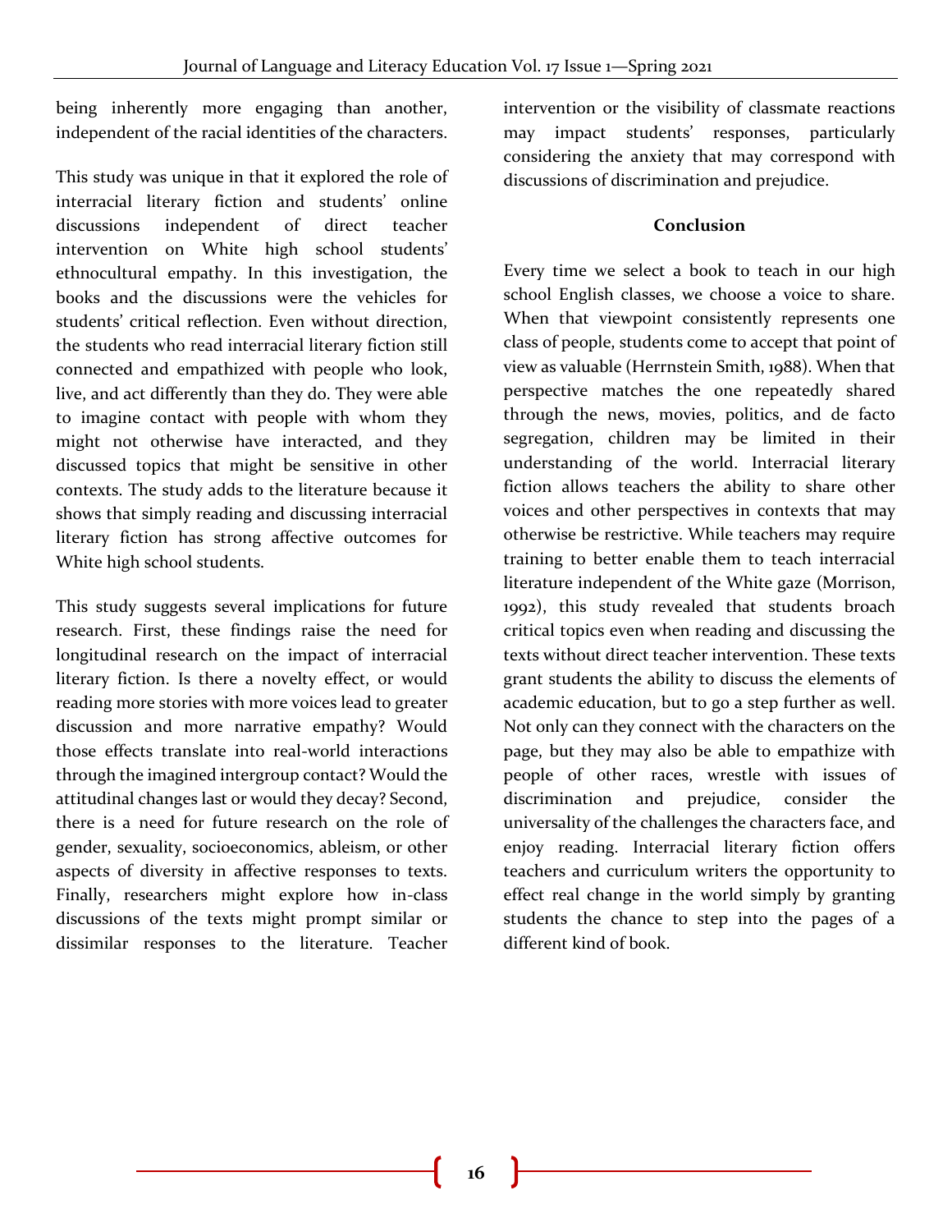being inherently more engaging than another, independent of the racial identities of the characters.

This study was unique in that it explored the role of interracial literary fiction and students' online discussions independent of direct teacher intervention on White high school students' ethnocultural empathy. In this investigation, the books and the discussions were the vehicles for students' critical reflection. Even without direction, the students who read interracial literary fiction still connected and empathized with people who look, live, and act differently than they do. They were able to imagine contact with people with whom they might not otherwise have interacted, and they discussed topics that might be sensitive in other contexts. The study adds to the literature because it shows that simply reading and discussing interracial literary fiction has strong affective outcomes for White high school students.

This study suggests several implications for future research. First, these findings raise the need for longitudinal research on the impact of interracial literary fiction. Is there a novelty effect, or would reading more stories with more voices lead to greater discussion and more narrative empathy? Would those effects translate into real-world interactions through the imagined intergroup contact? Would the attitudinal changes last or would they decay? Second, there is a need for future research on the role of gender, sexuality, socioeconomics, ableism, or other aspects of diversity in affective responses to texts. Finally, researchers might explore how in-class discussions of the texts might prompt similar or dissimilar responses to the literature. Teacher intervention or the visibility of classmate reactions may impact students' responses, particularly considering the anxiety that may correspond with discussions of discrimination and prejudice.

## Conclusion

Every time we select a book to teach in our high school English classes, we choose a voice to share. When that viewpoint consistently represents one class of people, students come to accept that point of view as valuable (Herrnstein Smith, 1988). When that perspective matches the one repeatedly shared through the news, movies, politics, and de facto segregation, children may be limited in their understanding of the world. Interracial literary fiction allows teachers the ability to share other voices and other perspectives in contexts that may otherwise be restrictive. While teachers may require training to better enable them to teach interracial literature independent of the White gaze (Morrison, 1992), this study revealed that students broach critical topics even when reading and discussing the texts without direct teacher intervention. These texts grant students the ability to discuss the elements of academic education, but to go a step further as well. Not only can they connect with the characters on the page, but they may also be able to empathize with people of other races, wrestle with issues of discrimination and prejudice, consider the universality of the challenges the characters face, and enjoy reading. Interracial literary fiction offers teachers and curriculum writers the opportunity to effect real change in the world simply by granting students the chance to step into the pages of a different kind of book.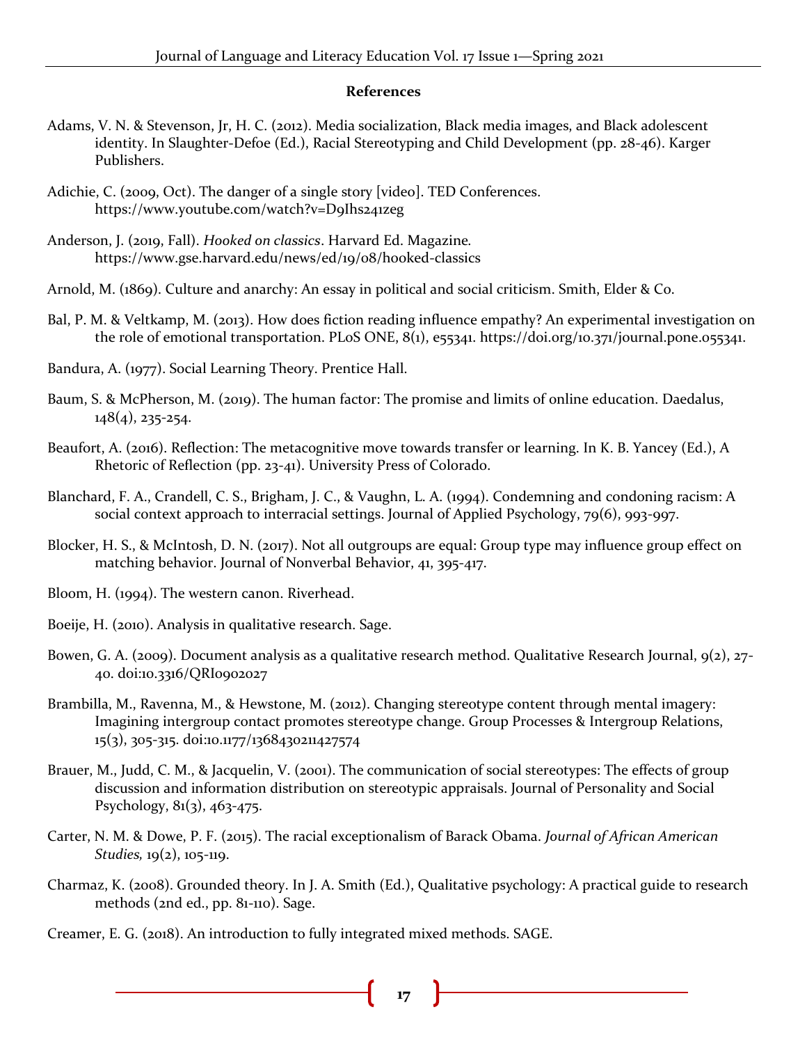**References**

Adams, V. N. & Stevenson, Jr, H. C. (2012). Media socialization, Black media images, and Black adolescent identity. In Slaughter-Defoe (Ed.), Racial Stereotyping and Child Development (pp. 28-46). Karger Publishers.

Adichie, C. (2009, Oct). The danger of a single story [video]. TED Conferences. https://www.youtube.com/watch?v=D9Ihs241zeg

Anderson, J. (2019, Fall). *Hooked on classics*. Harvard Ed. Magazine. https://www.gse.harvard.edu/news/ed/19/08/hooked-classics

Arnold, M. (1869). Culture and anarchy: An essay in political and social criticism. Smith, Elder & Co.

Bal, P. M. & Veltkamp, M. (2013). How does fiction reading influence empathy? An experimental investigation on the role of emotional transportation. PLoS ONE, 8(1), e55341. https://doi.org/10.371/journal.pone.055341.

Bandura, A. (1977). Social Learning Theory. Prentice Hall.

Baum, S. & McPherson, M. (2019). The human factor: The promise and limits of online education. Daedalus, 148(4), 235-254.

Beaufort, A. (2016). Reflection: The metacognitive move towards transfer or learning. In K. B. Yancey (Ed.), A Rhetoric of Reflection (pp. 23-41). University Press of Colorado.

Blanchard, F. A., Crandell, C. S., Brigham, J. C., & Vaughn, L. A. (1994). Condemning and condoning racism: A social context approach to interracial settings. Journal of Applied Psychology, 79(6), 993-997.

Blocker, H. S., & McIntosh, D. N. (2017). Not all outgroups are equal: Group type may influence group effect on matching behavior. Journal of Nonverbal Behavior, 41, 395-417.

Bloom, H. (1994). The western canon. Riverhead.

Boeije, H. (2010). Analysis in qualitative research. Sage.

Bowen, G. A. (2009). Document analysis as a qualitative research method. Qualitative Research Journal, 9(2), 27-40. doi:10.3316/QRJ0902027

Brambilla, M., Ravenna, M., & Hewstone, M. (2012). Changing stereotype content through mental imagery: Imagining intergroup contact promotes stereotype change. Group Processes & Intergroup Relations, 15(3), 305-315. doi:10.1177/1368430211427574

Brauer, M., Judd, C. M., & Jacquelin, V. (2001). The communication of social stereotypes: The effects of group discussion and information distribution on stereotypic appraisals. Journal of Personality and Social Psychology, 81(3), 463-475.

Carter, N. M. & Dowe, P. F. (2015). The racial exceptionalism of Barack Obama. *Journal of African American Studies,* 19(2), 105-119.

Charmaz, K. (2008). Grounded theory. In J. A. Smith (Ed.), Qualitative psychology: A practical guide to research methods (2nd ed., pp. 81-110). Sage.

Creamer, E. G. (2018). An introduction to fully integrated mixed methods. SAGE.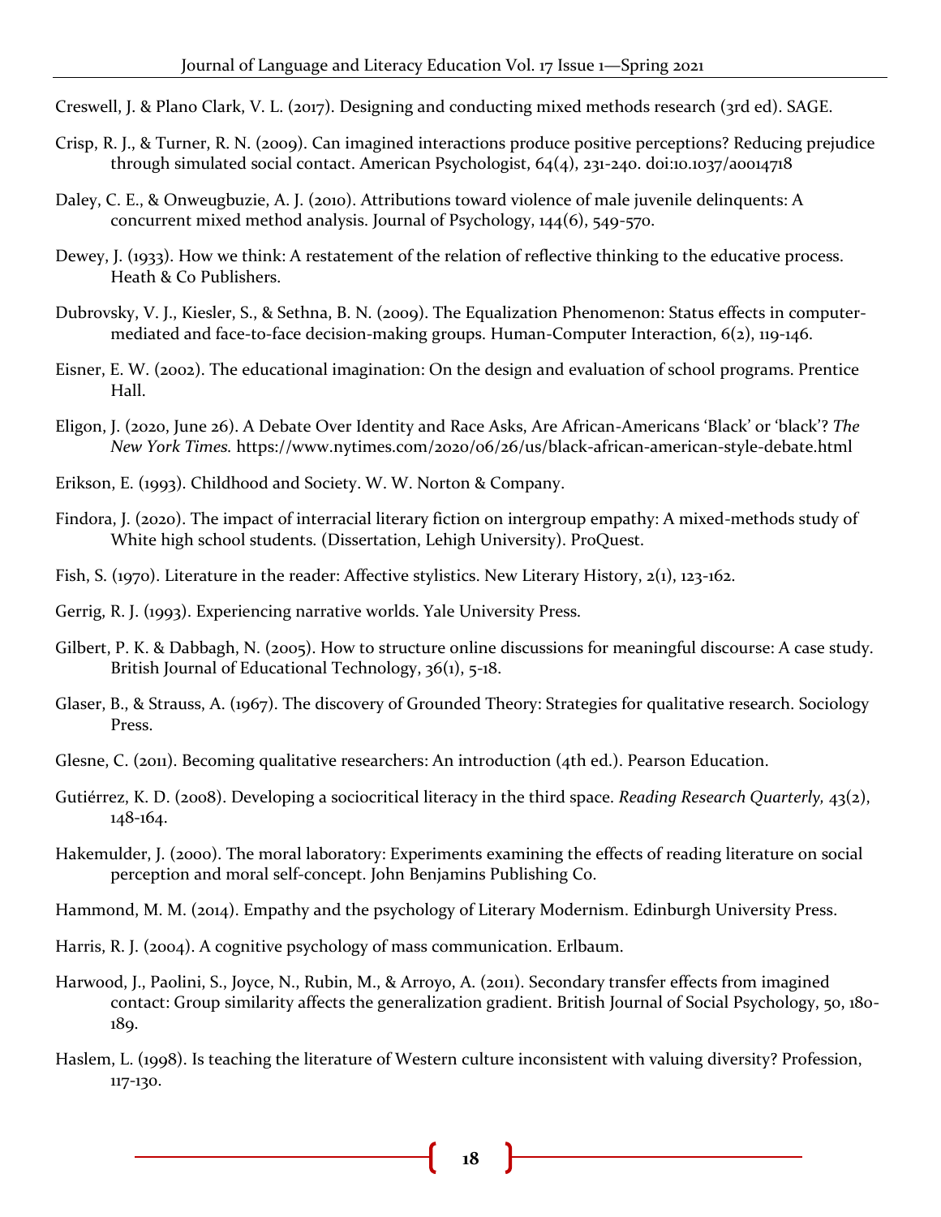Creswell, J. & Plano Clark, V. L. (2017). Designing and conducting mixed methods research (3rd ed). SAGE.

Crisp, R. J., & Turner, R. N. (2009). Can imagined interactions produce positive perceptions? Reducing prejudice through simulated social contact. American Psychologist, 64(4), 231-240. doi:10.1037/a0014718

Daley, C. E., & Onweugbuzie, A. J. (2010). Attributions toward violence of male juvenile delinquents: A concurrent mixed method analysis. Journal of Psychology, 144(6), 549-570.

Dewey, J. (1933). How we think: A restatement of the relation of reflective thinking to the educative process. Heath & Co Publishers.

Dubrovsky, V. J., Kiesler, S., & Sethna, B. N. (2009). The Equalization Phenomenon: Status effects in computer-mediated and face-to-face decision-making groups. Human-Computer Interaction, 6(2), 119-146.

Eisner, E. W. (2002). The educational imagination: On the design and evaluation of school programs. Prentice Hall.

Eligon, J. (2020, June 26). A Debate Over Identity and Race Asks, Are African-Americans 'Black' or 'black'? *The New York Times.* https://www.nytimes.com/2020/06/26/us/black-african-american-style-debate.html

Erikson, E. (1993). Childhood and Society. W. W. Norton & Company.

Findora, J. (2020). The impact of interracial literary fiction on intergroup empathy: A mixed-methods study of White high school students. (Dissertation, Lehigh University). ProQuest.

Fish, S. (1970). Literature in the reader: Affective stylistics. New Literary History, 2(1), 123-162.

Gerrig, R. J. (1993). Experiencing narrative worlds. Yale University Press.

Gilbert, P. K. & Dabbagh, N. (2005). How to structure online discussions for meaningful discourse: A case study. British Journal of Educational Technology, 36(1), 5-18.

Glaser, B., & Strauss, A. (1967). The discovery of Grounded Theory: Strategies for qualitative research. Sociology Press.

Glesne, C. (2011). Becoming qualitative researchers: An introduction (4th ed.). Pearson Education.

Gutiérrez, K. D. (2008). Developing a sociocritical literacy in the third space. *Reading Research Quarterly,* 43(2), 148-164.

Hakemulder, J. (2000). The moral laboratory: Experiments examining the effects of reading literature on social perception and moral self-concept. John Benjamins Publishing Co.

Hammond, M. M. (2014). Empathy and the psychology of Literary Modernism. Edinburgh University Press.

Harris, R. J. (2004). A cognitive psychology of mass communication. Erlbaum.

Harwood, J., Paolini, S., Joyce, N., Rubin, M., & Arroyo, A. (2011). Secondary transfer effects from imagined contact: Group similarity affects the generalization gradient. British Journal of Social Psychology, 50, 180-189.

Haslem, L. (1998). Is teaching the literature of Western culture inconsistent with valuing diversity? Profession, 117-130.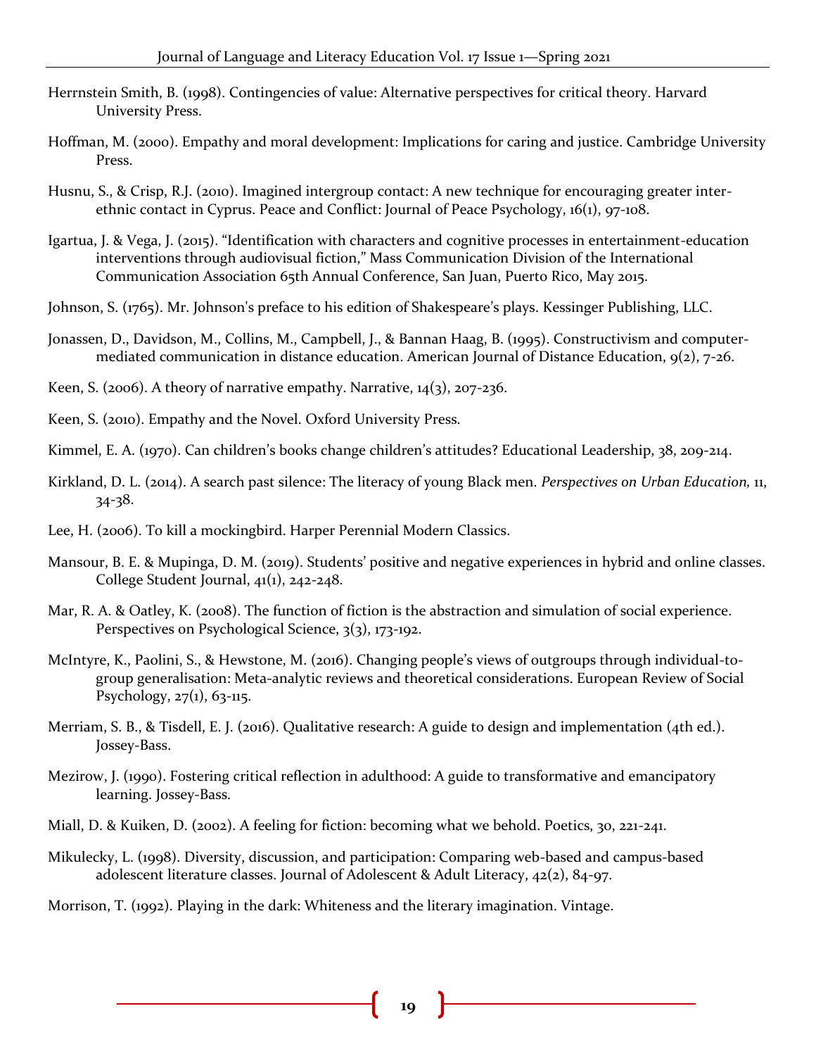Herrnstein Smith, B. (1998). Contingencies of value: Alternative perspectives for critical theory. Harvard University Press.

Hoffman, M. (2000). Empathy and moral development: Implications for caring and justice. Cambridge University Press.

Husnu, S., & Crisp, R.J. (2010). Imagined intergroup contact: A new technique for encouraging greater inter-ethnic contact in Cyprus. Peace and Conflict: Journal of Peace Psychology, 16(1), 97-108.

Igartua, J. & Vega, J. (2015). "Identification with characters and cognitive processes in entertainment-education interventions through audiovisual fiction," Mass Communication Division of the International Communication Association 65th Annual Conference, San Juan, Puerto Rico, May 2015.

Johnson, S. (1765). Mr. Johnson's preface to his edition of Shakespeare's plays. Kessinger Publishing, LLC.

Jonassen, D., Davidson, M., Collins, M., Campbell, J., & Bannan Haag, B. (1995). Constructivism and computer-mediated communication in distance education. American Journal of Distance Education, 9(2), 7-26.

Keen, S. (2006). A theory of narrative empathy. Narrative, 14(3), 207-236.

Keen, S. (2010). Empathy and the Novel. Oxford University Press.

Kimmel, E. A. (1970). Can children's books change children's attitudes? Educational Leadership, 38, 209-214.

Kirkland, D. L. (2014). A search past silence: The literacy of young Black men. *Perspectives on Urban Education,* 11, 34-38.

Lee, H. (2006). To kill a mockingbird. Harper Perennial Modern Classics.

Mansour, B. E. & Mupinga, D. M. (2019). Students' positive and negative experiences in hybrid and online classes. College Student Journal, 41(1), 242-248.

Mar, R. A. & Oatley, K. (2008). The function of fiction is the abstraction and simulation of social experience. Perspectives on Psychological Science, 3(3), 173-192.

McIntyre, K., Paolini, S., & Hewstone, M. (2016). Changing people's views of outgroups through individual-to-group generalisation: Meta-analytic reviews and theoretical considerations. European Review of Social Psychology, 27(1), 63-115.

Merriam, S. B., & Tisdell, E. J. (2016). Qualitative research: A guide to design and implementation (4th ed.). Jossey-Bass.

Mezirow, J. (1990). Fostering critical reflection in adulthood: A guide to transformative and emancipatory learning. Jossey-Bass.

Miall, D. & Kuiken, D. (2002). A feeling for fiction: becoming what we behold. Poetics, 30, 221-241.

Mikulecky, L. (1998). Diversity, discussion, and participation: Comparing web-based and campus-based adolescent literature classes. Journal of Adolescent & Adult Literacy, 42(2), 84-97.

Morrison, T. (1992). Playing in the dark: Whiteness and the literary imagination. Vintage.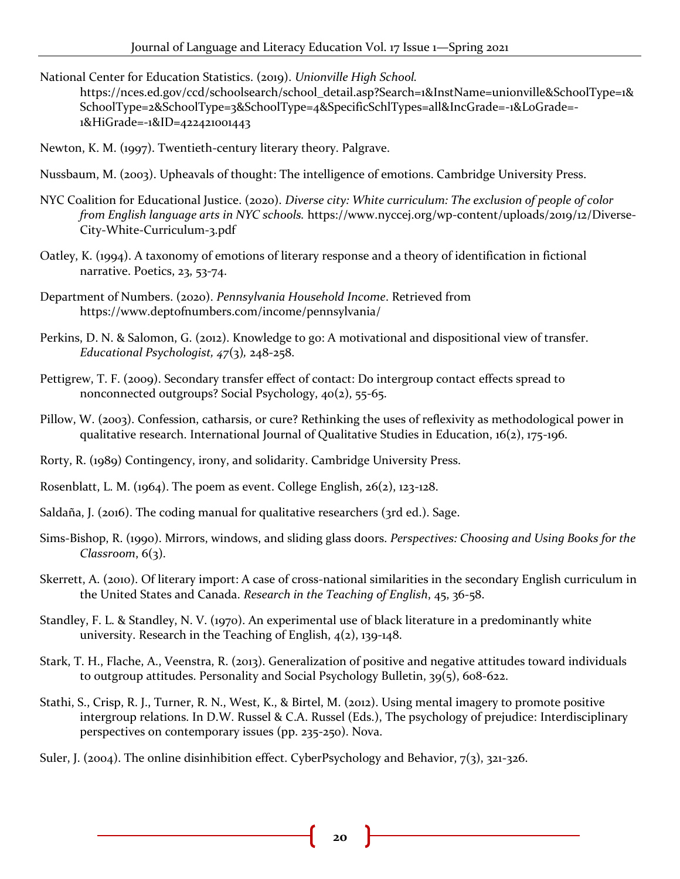National Center for Education Statistics. (2019). *Unionville High School.* https://nces.ed.gov/ccd/schoolsearch/school_detail.asp?Search=1&InstName=unionville&SchoolType=1&SchoolType=2&SchoolType=3&SchoolType=4&SpecificSchlTypes=all&IncGrade=-1&LoGrade=-1&HiGrade=-1&ID=422421001443

Newton, K. M. (1997). Twentieth-century literary theory. Palgrave.

Nussbaum, M. (2003). Upheavals of thought: The intelligence of emotions. Cambridge University Press.

NYC Coalition for Educational Justice. (2020). *Diverse city: White curriculum: The exclusion of people of color from English language arts in NYC schools.* https://www.nyccej.org/wp-content/uploads/2019/12/Diverse-City-White-Curriculum-3.pdf

Oatley, K. (1994). A taxonomy of emotions of literary response and a theory of identification in fictional narrative. Poetics, 23, 53-74.

Department of Numbers. (2020). *Pennsylvania Household Income*. Retrieved from https://www.deptofnumbers.com/income/pennsylvania/

Perkins, D. N. & Salomon, G. (2012). Knowledge to go: A motivational and dispositional view of transfer. *Educational Psychologist, 47*(3), 248-258.

Pettigrew, T. F. (2009). Secondary transfer effect of contact: Do intergroup contact effects spread to nonconnected outgroups? Social Psychology, 40(2), 55-65.

Pillow, W. (2003). Confession, catharsis, or cure? Rethinking the uses of reflexivity as methodological power in qualitative research. International Journal of Qualitative Studies in Education, 16(2), 175-196.

Rorty, R. (1989) Contingency, irony, and solidarity. Cambridge University Press.

Rosenblatt, L. M. (1964). The poem as event. College English, 26(2), 123-128.

Saldaña, J. (2016). The coding manual for qualitative researchers (3rd ed.). Sage.

Sims-Bishop, R. (1990). Mirrors, windows, and sliding glass doors. *Perspectives: Choosing and Using Books for the Classroom*, 6(3).

Skerrett, A. (2010). Of literary import: A case of cross-national similarities in the secondary English curriculum in the United States and Canada. *Research in the Teaching of English*, 45, 36-58.

Standley, F. L. & Standley, N. V. (1970). An experimental use of black literature in a predominantly white university. Research in the Teaching of English, 4(2), 139-148.

Stark, T. H., Flache, A., Veenstra, R. (2013). Generalization of positive and negative attitudes toward individuals to outgroup attitudes. Personality and Social Psychology Bulletin, 39(5), 608-622.

Stathi, S., Crisp, R. J., Turner, R. N., West, K., & Birtel, M. (2012). Using mental imagery to promote positive intergroup relations. In D.W. Russel & C.A. Russel (Eds.), The psychology of prejudice: Interdisciplinary perspectives on contemporary issues (pp. 235-250). Nova.

Suler, J. (2004). The online disinhibition effect. CyberPsychology and Behavior, 7(3), 321-326.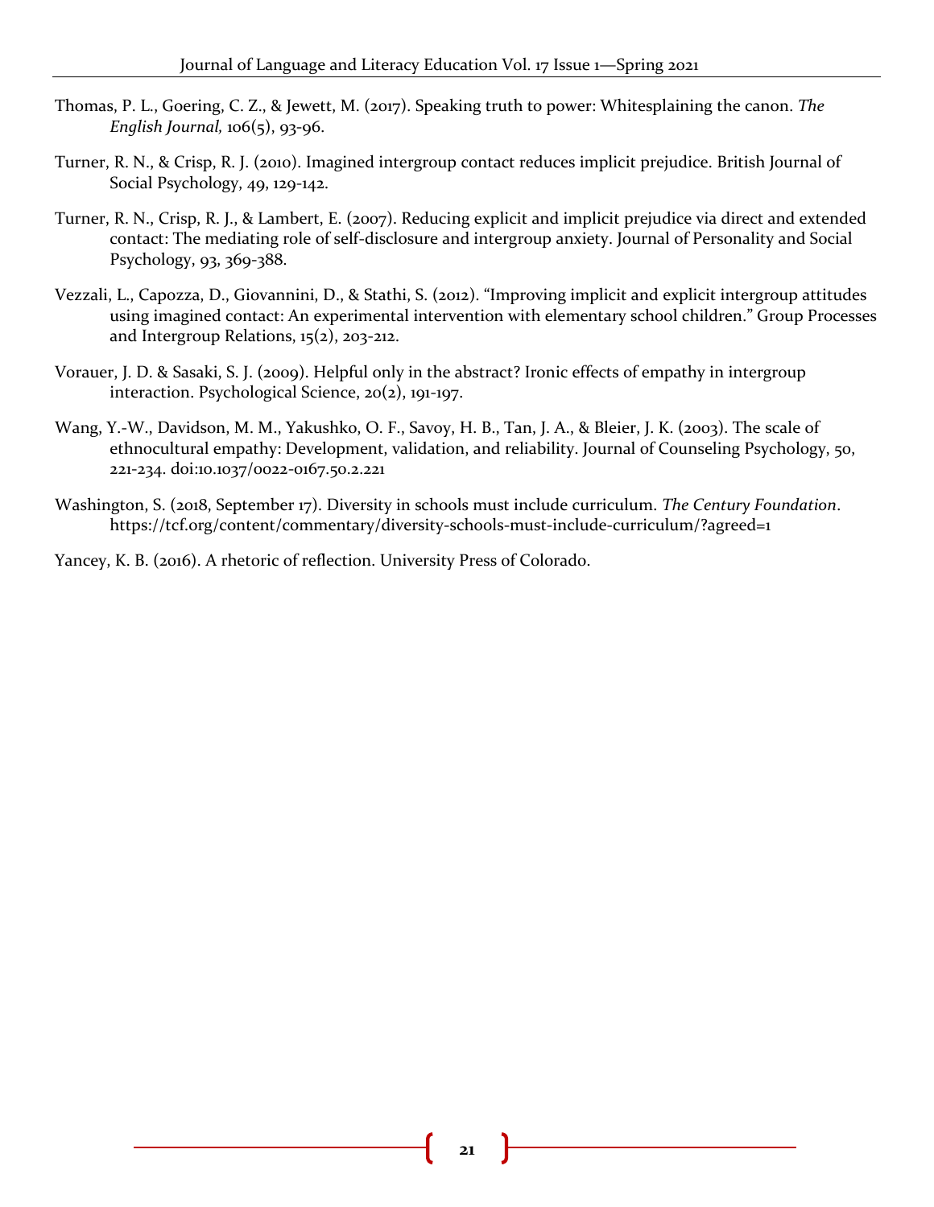Thomas, P. L., Goering, C. Z., & Jewett, M. (2017). Speaking truth to power: Whitesplaining the canon. *The English Journal,* 106(5), 93-96.

Turner, R. N., & Crisp, R. J. (2010). Imagined intergroup contact reduces implicit prejudice. British Journal of Social Psychology, 49, 129-142.

Turner, R. N., Crisp, R. J., & Lambert, E. (2007). Reducing explicit and implicit prejudice via direct and extended contact: The mediating role of self-disclosure and intergroup anxiety. Journal of Personality and Social Psychology, 93, 369-388.

Vezzali, L., Capozza, D., Giovannini, D., & Stathi, S. (2012). "Improving implicit and explicit intergroup attitudes using imagined contact: An experimental intervention with elementary school children." Group Processes and Intergroup Relations, 15(2), 203-212.

Vorauer, J. D. & Sasaki, S. J. (2009). Helpful only in the abstract? Ironic effects of empathy in intergroup interaction. Psychological Science, 20(2), 191-197.

Wang, Y.-W., Davidson, M. M., Yakushko, O. F., Savoy, H. B., Tan, J. A., & Bleier, J. K. (2003). The scale of ethnocultural empathy: Development, validation, and reliability. Journal of Counseling Psychology, 50, 221-234. doi:10.1037/0022-0167.50.2.221

Washington, S. (2018, September 17). Diversity in schools must include curriculum. *The Century Foundation*. https://tcf.org/content/commentary/diversity-schools-must-include-curriculum/?agreed=1

Yancey, K. B. (2016). A rhetoric of reflection. University Press of Colorado.